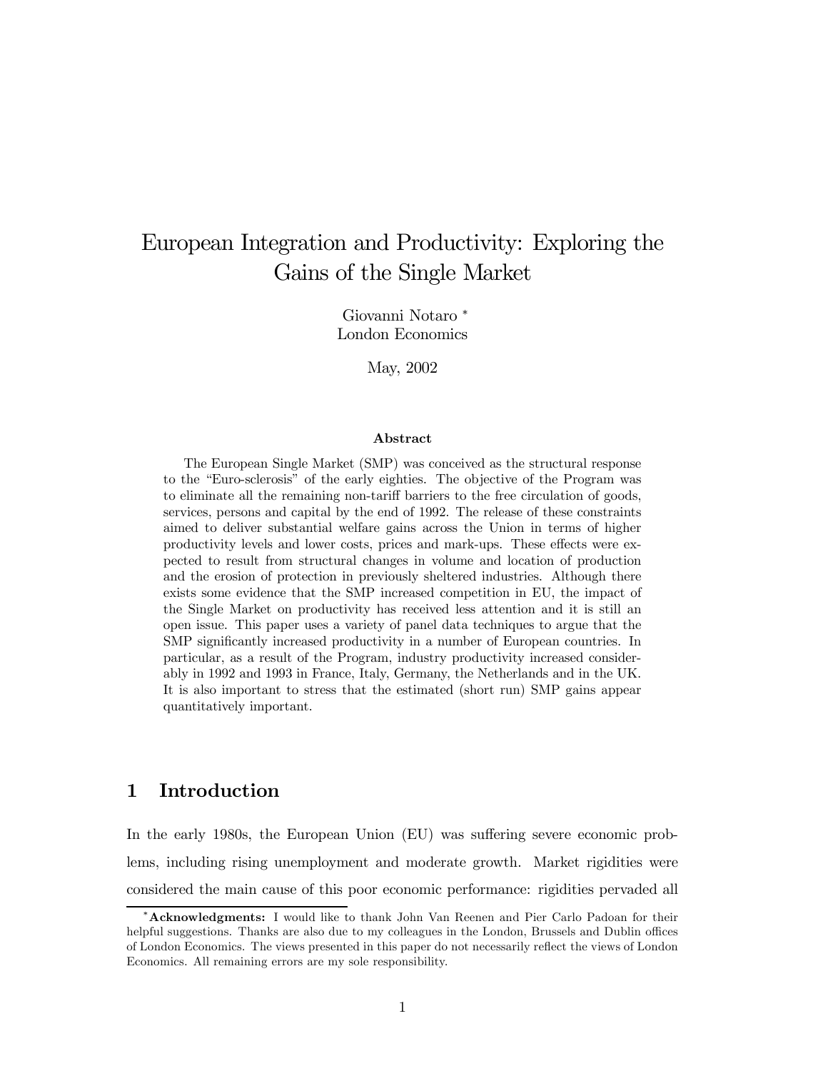# European Integration and Productivity: Exploring the Gains of the Single Market

Giovanni Notaro *
London Economics

May, 2002

### Abstract

The European Single Market (SMP) was conceived as the structural response to the "Euro-sclerosis" of the early eighties. The objective of the Program was to eliminate all the remaining non-tariff barriers to the free circulation of goods, services, persons and capital by the end of 1992. The release of these constraints aimed to deliver substantial welfare gains across the Union in terms of higher productivity levels and lower costs, prices and mark-ups. These effects were expected to result from structural changes in volume and location of production and the erosion of protection in previously sheltered industries. Although there exists some evidence that the SMP increased competition in EU, the impact of the Single Market on productivity has received less attention and it is still an open issue. This paper uses a variety of panel data techniques to argue that the SMP significantly increased productivity in a number of European countries. In particular, as a result of the Program, industry productivity increased considerably in 1992 and 1993 in France, Italy, Germany, the Netherlands and in the UK. It is also important to stress that the estimated (short run) SMP gains appear quantitatively important.

## 1 Introduction

In the early 1980s, the European Union (EU) was suffering severe economic problems, including rising unemployment and moderate growth. Market rigidities were considered the main cause of this poor economic performance: rigidities pervaded all

---

* **Acknowledgments:** I would like to thank John Van Reenen and Pier Carlo Padoan for their helpful suggestions. Thanks are also due to my colleagues in the London, Brussels and Dublin offices of London Economics. The views presented in this paper do not necessarily reflect the views of London Economics. All remaining errors are my sole responsibility.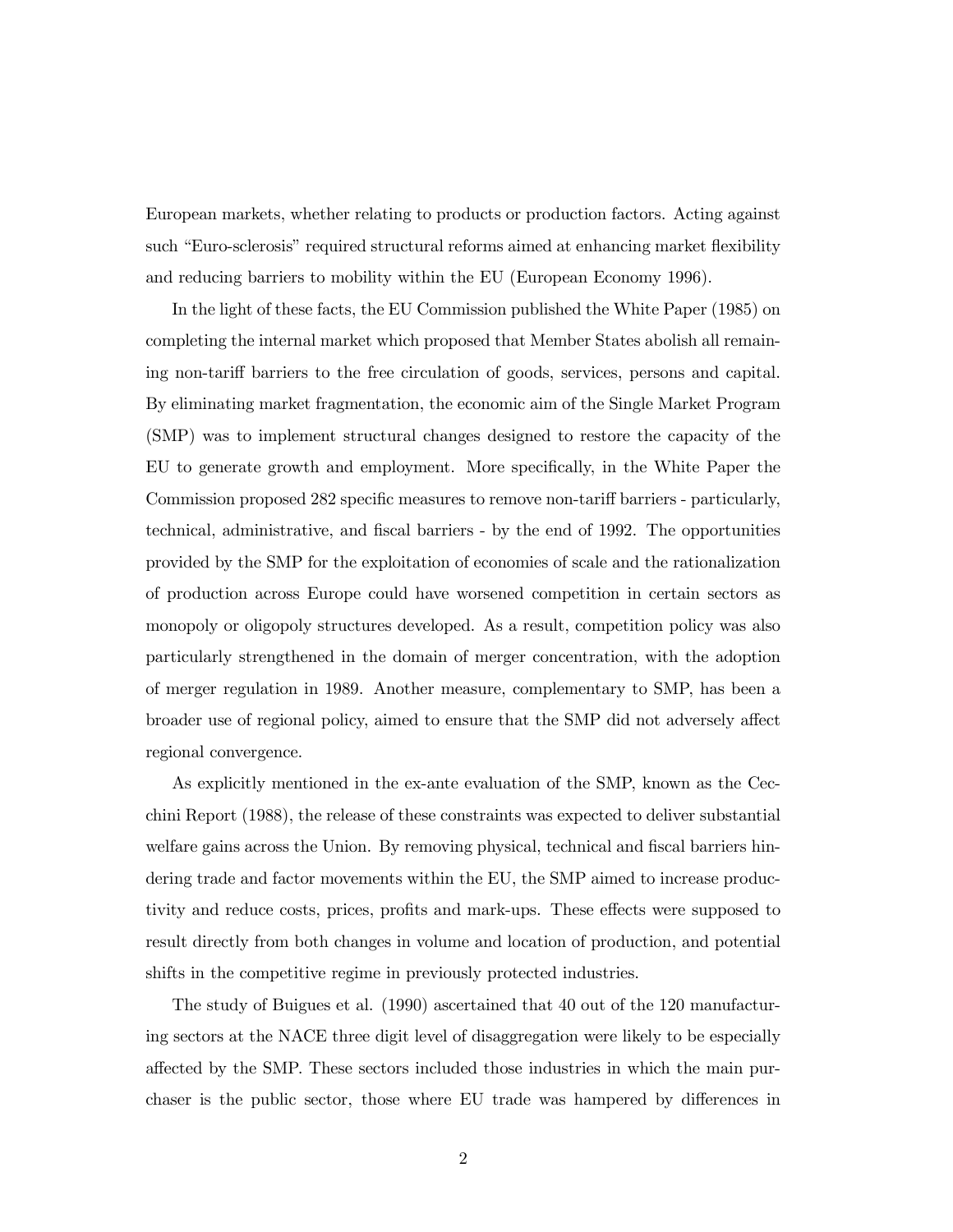European markets, whether relating to products or production factors. Acting against such "Euro-sclerosis" required structural reforms aimed at enhancing market flexibility and reducing barriers to mobility within the EU (European Economy 1996).

In the light of these facts, the EU Commission published the White Paper (1985) on completing the internal market which proposed that Member States abolish all remaining non-tariff barriers to the free circulation of goods, services, persons and capital. By eliminating market fragmentation, the economic aim of the Single Market Program (SMP) was to implement structural changes designed to restore the capacity of the EU to generate growth and employment. More specifically, in the White Paper the Commission proposed 282 specific measures to remove non-tariff barriers - particularly, technical, administrative, and fiscal barriers - by the end of 1992. The opportunities provided by the SMP for the exploitation of economies of scale and the rationalization of production across Europe could have worsened competition in certain sectors as monopoly or oligopoly structures developed. As a result, competition policy was also particularly strengthened in the domain of merger concentration, with the adoption of merger regulation in 1989. Another measure, complementary to SMP, has been a broader use of regional policy, aimed to ensure that the SMP did not adversely affect regional convergence.

As explicitly mentioned in the ex-ante evaluation of the SMP, known as the Cecchini Report (1988), the release of these constraints was expected to deliver substantial welfare gains across the Union. By removing physical, technical and fiscal barriers hindering trade and factor movements within the EU, the SMP aimed to increase productivity and reduce costs, prices, profits and mark-ups. These effects were supposed to result directly from both changes in volume and location of production, and potential shifts in the competitive regime in previously protected industries.

The study of Buigues et al. (1990) ascertained that 40 out of the 120 manufacturing sectors at the NACE three digit level of disaggregation were likely to be especially affected by the SMP. These sectors included those industries in which the main purchaser is the public sector, those where EU trade was hampered by differences in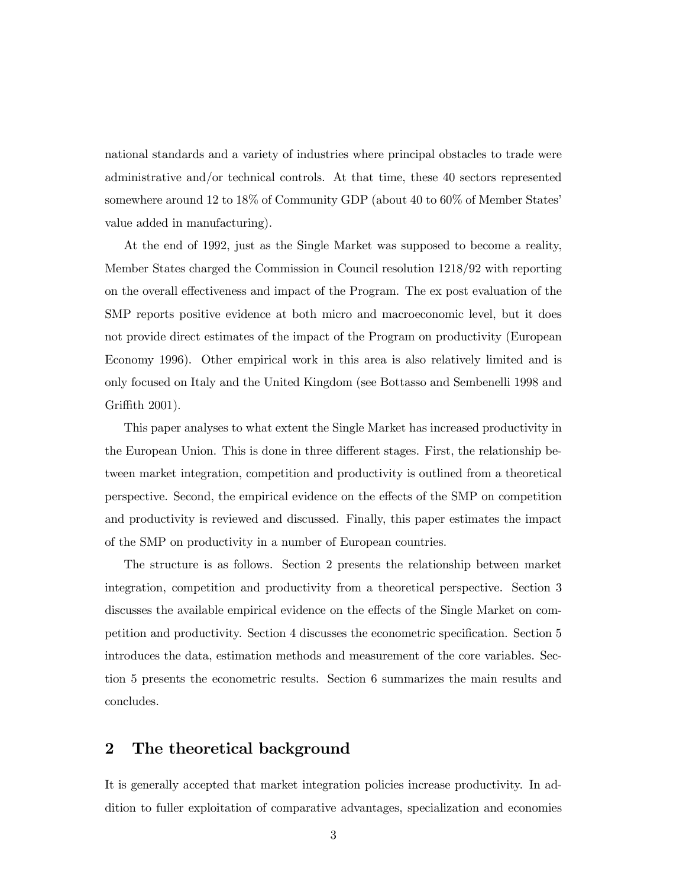national standards and a variety of industries where principal obstacles to trade were administrative and/or technical controls. At that time, these 40 sectors represented somewhere around 12 to 18% of Community GDP (about 40 to 60% of Member States' value added in manufacturing).

At the end of 1992, just as the Single Market was supposed to become a reality, Member States charged the Commission in Council resolution 1218/92 with reporting on the overall effectiveness and impact of the Program. The ex post evaluation of the SMP reports positive evidence at both micro and macroeconomic level, but it does not provide direct estimates of the impact of the Program on productivity (European Economy 1996). Other empirical work in this area is also relatively limited and is only focused on Italy and the United Kingdom (see Bottasso and Sembenelli 1998 and Griffith 2001).

This paper analyses to what extent the Single Market has increased productivity in the European Union. This is done in three different stages. First, the relationship between market integration, competition and productivity is outlined from a theoretical perspective. Second, the empirical evidence on the effects of the SMP on competition and productivity is reviewed and discussed. Finally, this paper estimates the impact of the SMP on productivity in a number of European countries.

The structure is as follows. Section 2 presents the relationship between market integration, competition and productivity from a theoretical perspective. Section 3 discusses the available empirical evidence on the effects of the Single Market on competition and productivity. Section 4 discusses the econometric specification. Section 5 introduces the data, estimation methods and measurement of the core variables. Section 5 presents the econometric results. Section 6 summarizes the main results and concludes.

## 2 The theoretical background

It is generally accepted that market integration policies increase productivity. In addition to fuller exploitation of comparative advantages, specialization and economies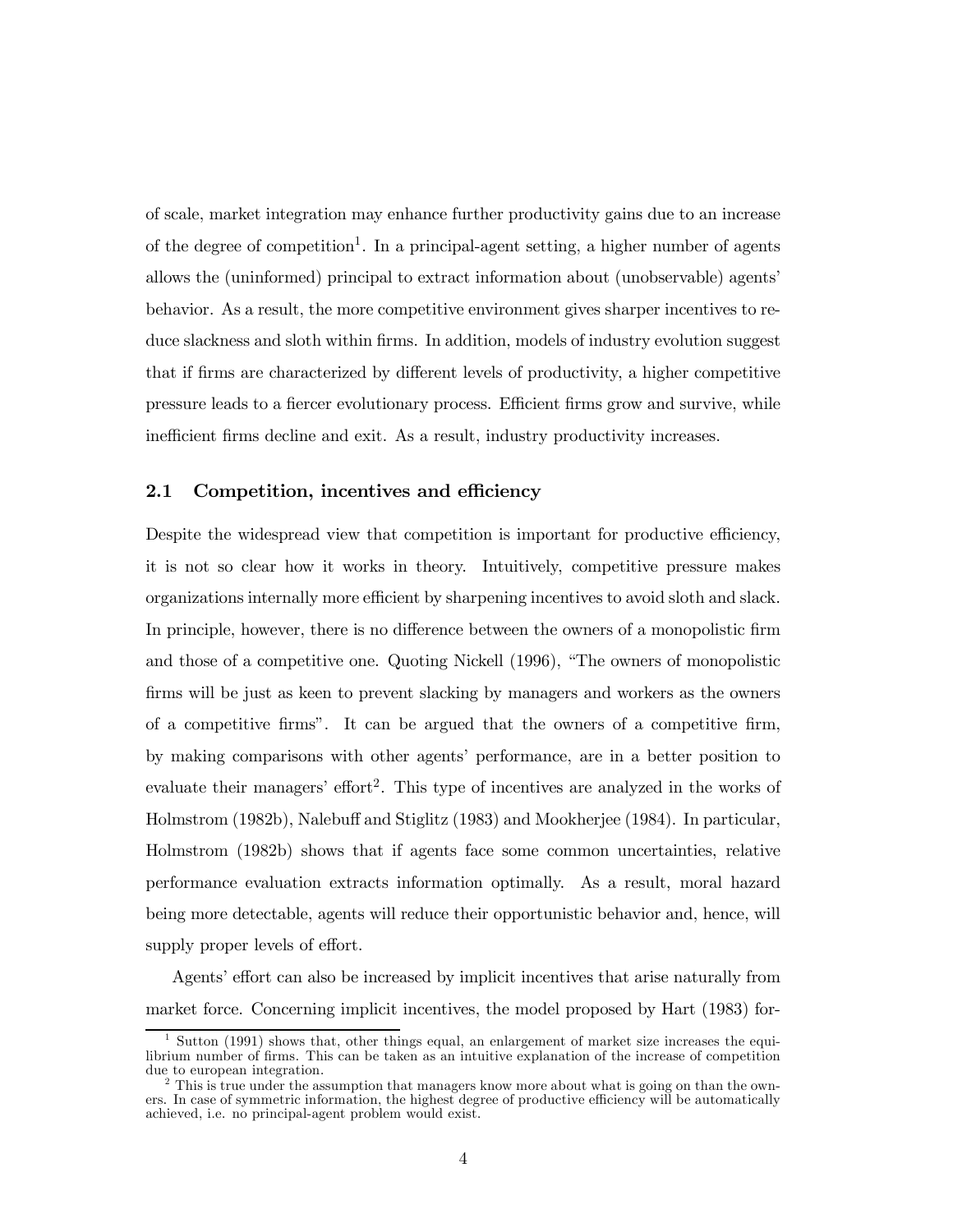of scale, market integration may enhance further productivity gains due to an increase of the degree of competition[1]. In a principal-agent setting, a higher number of agents allows the (uninformed) principal to extract information about (unobservable) agents' behavior. As a result, the more competitive environment gives sharper incentives to reduce slackness and sloth within firms. In addition, models of industry evolution suggest that if firms are characterized by different levels of productivity, a higher competitive pressure leads to a fiercer evolutionary process. Efficient firms grow and survive, while inefficient firms decline and exit. As a result, industry productivity increases.

## 2.1 Competition, incentives and efficiency

Despite the widespread view that competition is important for productive efficiency, it is not so clear how it works in theory. Intuitively, competitive pressure makes organizations internally more efficient by sharpening incentives to avoid sloth and slack. In principle, however, there is no difference between the owners of a monopolistic firm and those of a competitive one. Quoting Nickell (1996), "The owners of monopolistic firms will be just as keen to prevent slacking by managers and workers as the owners of a competitive firms". It can be argued that the owners of a competitive firm, by making comparisons with other agents' performance, are in a better position to evaluate their managers' effort[2]. This type of incentives are analyzed in the works of Holmstrom (1982b), Nalebuff and Stiglitz (1983) and Mookherjee (1984). In particular, Holmstrom (1982b) shows that if agents face some common uncertainties, relative performance evaluation extracts information optimally. As a result, moral hazard being more detectable, agents will reduce their opportunistic behavior and, hence, will supply proper levels of effort.

Agents' effort can also be increased by implicit incentives that arise naturally from market force. Concerning implicit incentives, the model proposed by Hart (1983) for-

[1] Sutton (1991) shows that, other things equal, an enlargement of market size increases the equilibrium number of firms. This can be taken as an intuitive explanation of the increase of competition due to european integration.

[2] This is true under the assumption that managers know more about what is going on than the owners. In case of symmetric information, the highest degree of productive efficiency will be automatically achieved, i.e. no principal-agent problem would exist.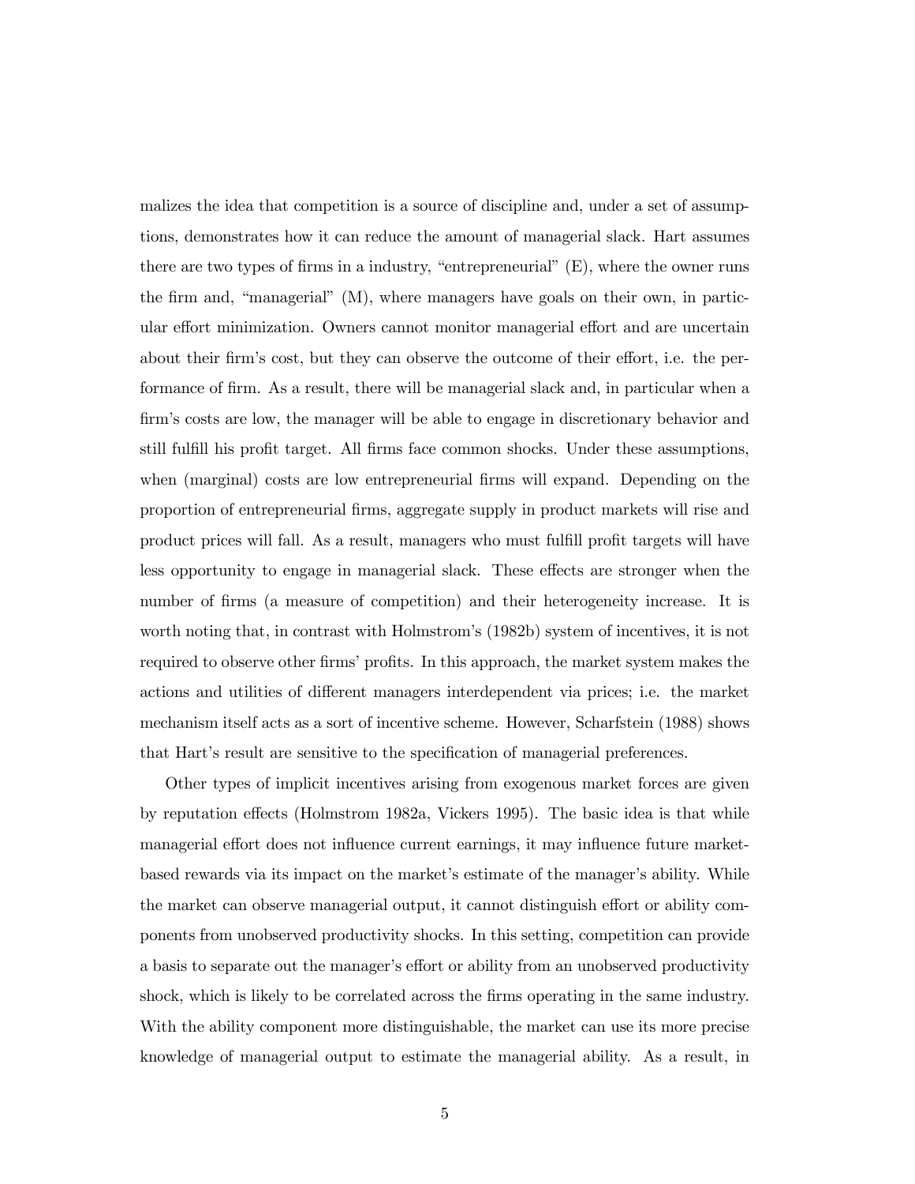malizes the idea that competition is a source of discipline and, under a set of assumptions, demonstrates how it can reduce the amount of managerial slack. Hart assumes there are two types of firms in a industry, "entrepreneurial" (E), where the owner runs the firm and, "managerial" (M), where managers have goals on their own, in particular effort minimization. Owners cannot monitor managerial effort and are uncertain about their firm's cost, but they can observe the outcome of their effort, i.e. the performance of firm. As a result, there will be managerial slack and, in particular when a firm's costs are low, the manager will be able to engage in discretionary behavior and still fulfill his profit target. All firms face common shocks. Under these assumptions, when (marginal) costs are low entrepreneurial firms will expand. Depending on the proportion of entrepreneurial firms, aggregate supply in product markets will rise and product prices will fall. As a result, managers who must fulfill profit targets will have less opportunity to engage in managerial slack. These effects are stronger when the number of firms (a measure of competition) and their heterogeneity increase. It is worth noting that, in contrast with Holmstrom's (1982b) system of incentives, it is not required to observe other firms' profits. In this approach, the market system makes the actions and utilities of different managers interdependent via prices; i.e. the market mechanism itself acts as a sort of incentive scheme. However, Scharfstein (1988) shows that Hart's result are sensitive to the specification of managerial preferences.

Other types of implicit incentives arising from exogenous market forces are given by reputation effects (Holmstrom 1982a, Vickers 1995). The basic idea is that while managerial effort does not influence current earnings, it may influence future market-based rewards via its impact on the market's estimate of the manager's ability. While the market can observe managerial output, it cannot distinguish effort or ability components from unobserved productivity shocks. In this setting, competition can provide a basis to separate out the manager's effort or ability from an unobserved productivity shock, which is likely to be correlated across the firms operating in the same industry. With the ability component more distinguishable, the market can use its more precise knowledge of managerial output to estimate the managerial ability. As a result, in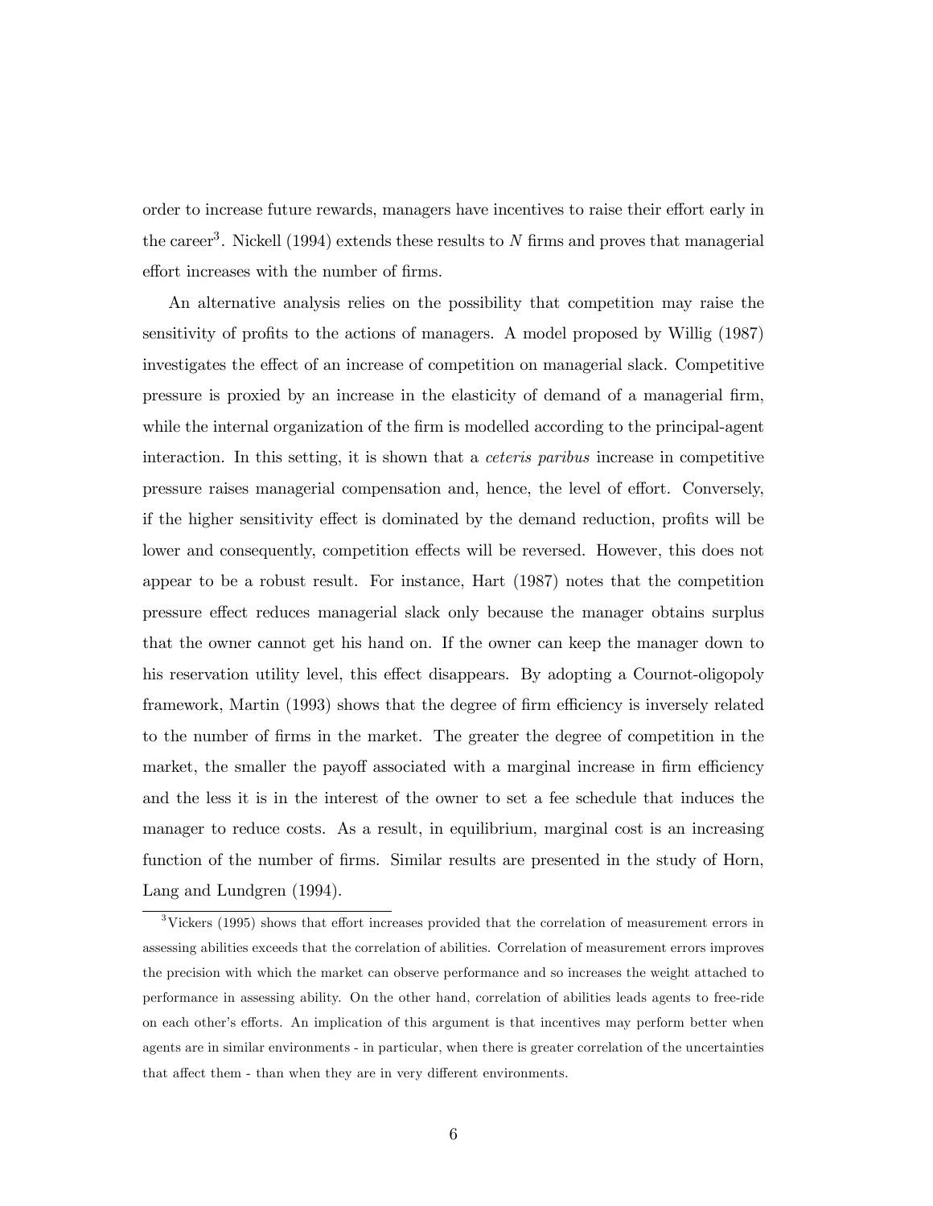order to increase future rewards, managers have incentives to raise their effort early in the career[3]. Nickell (1994) extends these results to $N$ firms and proves that managerial effort increases with the number of firms.

An alternative analysis relies on the possibility that competition may raise the sensitivity of profits to the actions of managers. A model proposed by Willig (1987) investigates the effect of an increase of competition on managerial slack. Competitive pressure is proxied by an increase in the elasticity of demand of a managerial firm, while the internal organization of the firm is modelled according to the principal-agent interaction. In this setting, it is shown that a *ceteris paribus* increase in competitive pressure raises managerial compensation and, hence, the level of effort. Conversely, if the higher sensitivity effect is dominated by the demand reduction, profits will be lower and consequently, competition effects will be reversed. However, this does not appear to be a robust result. For instance, Hart (1987) notes that the competition pressure effect reduces managerial slack only because the manager obtains surplus that the owner cannot get his hand on. If the owner can keep the manager down to his reservation utility level, this effect disappears. By adopting a Cournot-oligopoly framework, Martin (1993) shows that the degree of firm efficiency is inversely related to the number of firms in the market. The greater the degree of competition in the market, the smaller the payoff associated with a marginal increase in firm efficiency and the less it is in the interest of the owner to set a fee schedule that induces the manager to reduce costs. As a result, in equilibrium, marginal cost is an increasing function of the number of firms. Similar results are presented in the study of Horn, Lang and Lundgren (1994).

[3] Vickers (1995) shows that effort increases provided that the correlation of measurement errors in assessing abilities exceeds that the correlation of abilities. Correlation of measurement errors improves the precision with which the market can observe performance and so increases the weight attached to performance in assessing ability. On the other hand, correlation of abilities leads agents to free-ride on each other's efforts. An implication of this argument is that incentives may perform better when agents are in similar environments - in particular, when there is greater correlation of the uncertainties that affect them - than when they are in very different environments.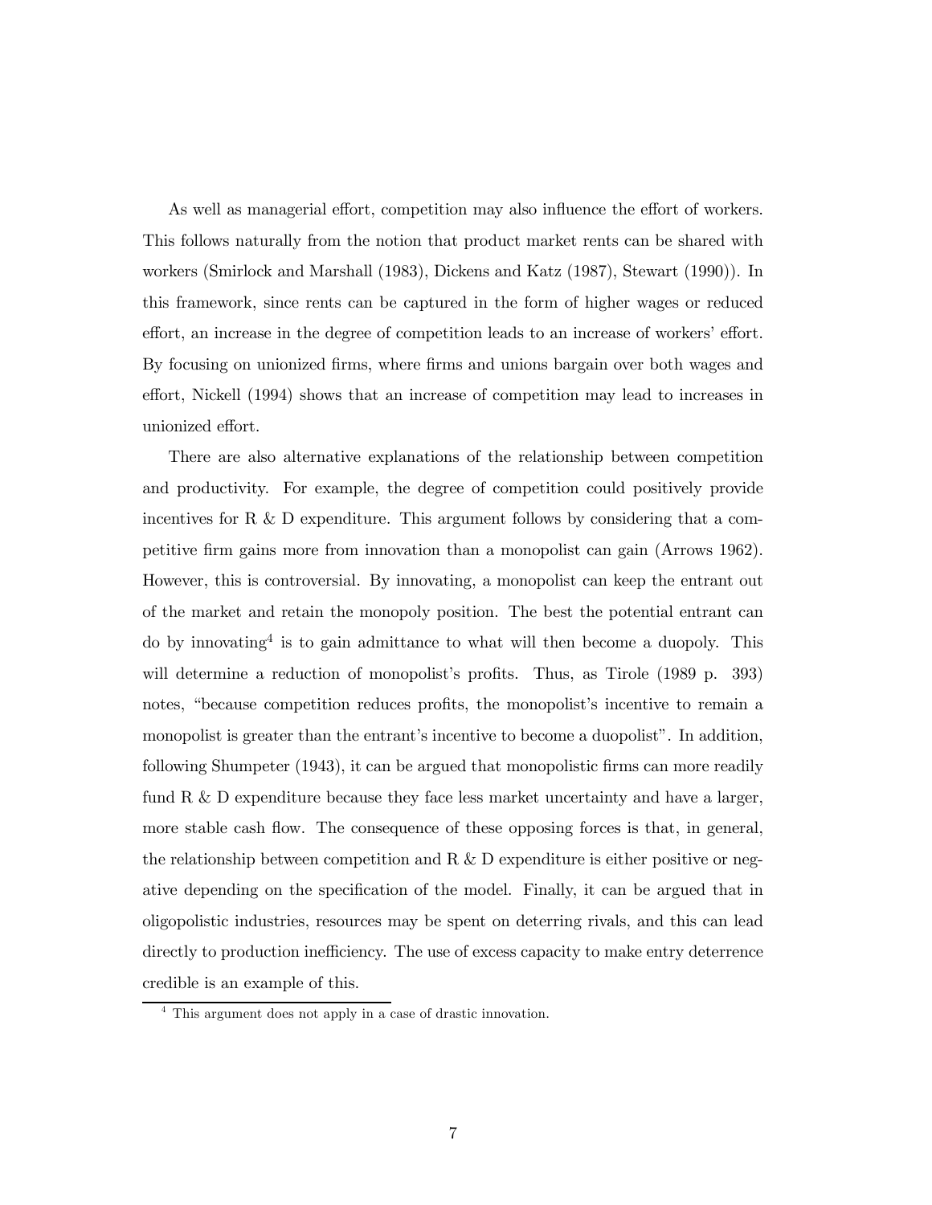As well as managerial effort, competition may also influence the effort of workers. This follows naturally from the notion that product market rents can be shared with workers (Smirlock and Marshall (1983), Dickens and Katz (1987), Stewart (1990)). In this framework, since rents can be captured in the form of higher wages or reduced effort, an increase in the degree of competition leads to an increase of workers' effort. By focusing on unionized firms, where firms and unions bargain over both wages and effort, Nickell (1994) shows that an increase of competition may lead to increases in unionized effort.

There are also alternative explanations of the relationship between competition and productivity. For example, the degree of competition could positively provide incentives for R & D expenditure. This argument follows by considering that a competitive firm gains more from innovation than a monopolist can gain (Arrows 1962). However, this is controversial. By innovating, a monopolist can keep the entrant out of the market and retain the monopoly position. The best the potential entrant can do by innovating[4] is to gain admittance to what will then become a duopoly. This will determine a reduction of monopolist's profits. Thus, as Tirole (1989 p. 393) notes, "because competition reduces profits, the monopolist's incentive to remain a monopolist is greater than the entrant's incentive to become a duopolist". In addition, following Shumpeter (1943), it can be argued that monopolistic firms can more readily fund R & D expenditure because they face less market uncertainty and have a larger, more stable cash flow. The consequence of these opposing forces is that, in general, the relationship between competition and R & D expenditure is either positive or negative depending on the specification of the model. Finally, it can be argued that in oligopolistic industries, resources may be spent on deterring rivals, and this can lead directly to production inefficiency. The use of excess capacity to make entry deterrence credible is an example of this.

[4] This argument does not apply in a case of drastic innovation.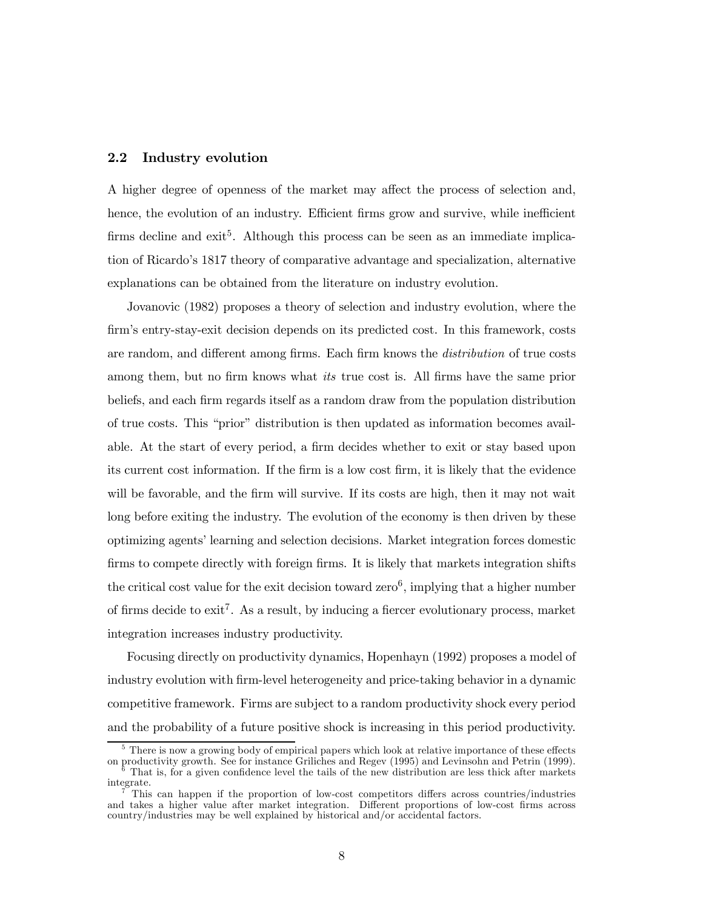### 2.2 Industry evolution

A higher degree of openness of the market may affect the process of selection and, hence, the evolution of an industry. Efficient firms grow and survive, while inefficient firms decline and exit[5]. Although this process can be seen as an immediate implication of Ricardo's 1817 theory of comparative advantage and specialization, alternative explanations can be obtained from the literature on industry evolution.

Jovanovic (1982) proposes a theory of selection and industry evolution, where the firm's entry-stay-exit decision depends on its predicted cost. In this framework, costs are random, and different among firms. Each firm knows the *distribution* of true costs among them, but no firm knows what *its* true cost is. All firms have the same prior beliefs, and each firm regards itself as a random draw from the population distribution of true costs. This "prior" distribution is then updated as information becomes available. At the start of every period, a firm decides whether to exit or stay based upon its current cost information. If the firm is a low cost firm, it is likely that the evidence will be favorable, and the firm will survive. If its costs are high, then it may not wait long before exiting the industry. The evolution of the economy is then driven by these optimizing agents' learning and selection decisions. Market integration forces domestic firms to compete directly with foreign firms. It is likely that markets integration shifts the critical cost value for the exit decision toward zero[6], implying that a higher number of firms decide to exit[7]. As a result, by inducing a fiercer evolutionary process, market integration increases industry productivity.

Focusing directly on productivity dynamics, Hopenhayn (1992) proposes a model of industry evolution with firm-level heterogeneity and price-taking behavior in a dynamic competitive framework. Firms are subject to a random productivity shock every period and the probability of a future positive shock is increasing in this period productivity.

---

[5] There is now a growing body of empirical papers which look at relative importance of these effects on productivity growth. See for instance Griliches and Regev (1995) and Levinsohn and Petrin (1999).

[6] That is, for a given confidence level the tails of the new distribution are less thick after markets integrate.

[7] This can happen if the proportion of low-cost competitors differs across countries/industries and takes a higher value after market integration. Different proportions of low-cost firms across country/industries may be well explained by historical and/or accidental factors.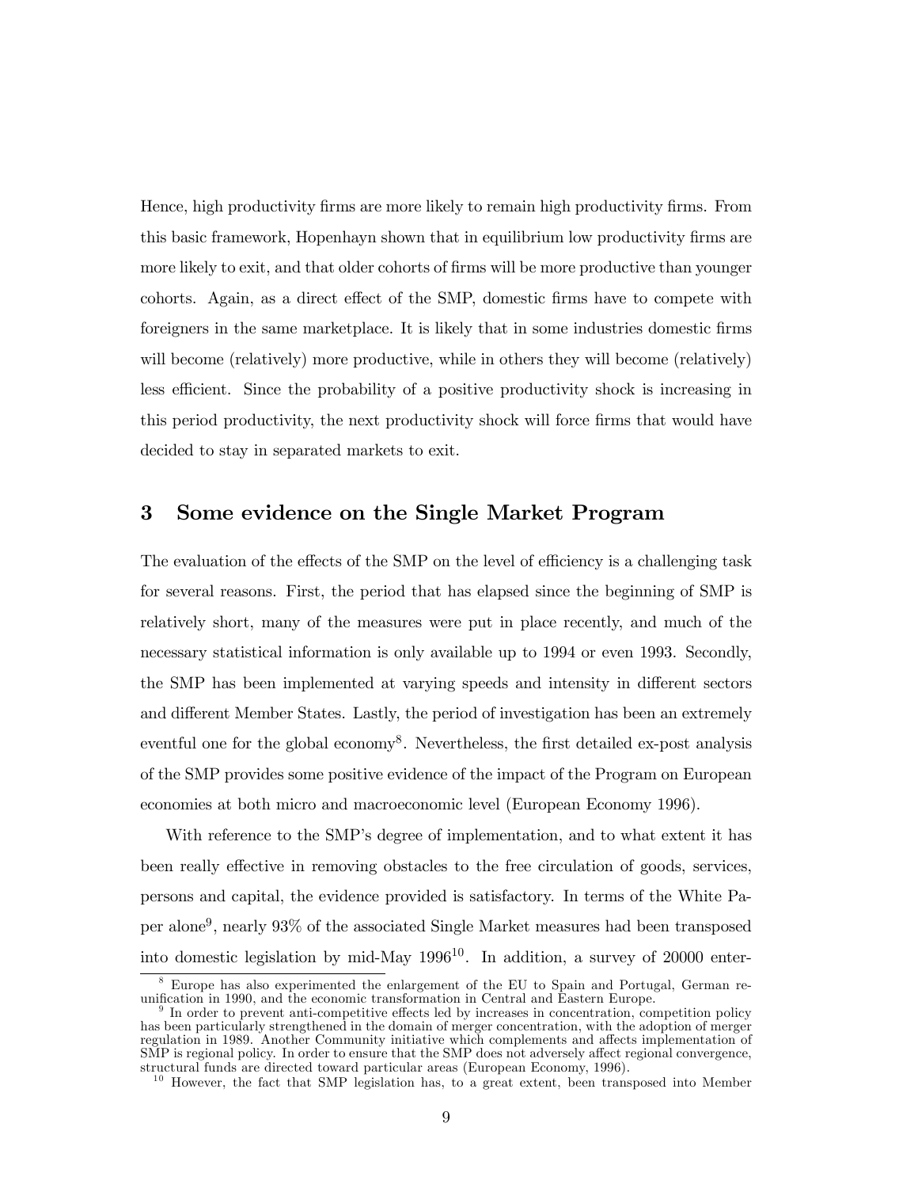Hence, high productivity firms are more likely to remain high productivity firms. From this basic framework, Hopenhayn shown that in equilibrium low productivity firms are more likely to exit, and that older cohorts of firms will be more productive than younger cohorts. Again, as a direct effect of the SMP, domestic firms have to compete with foreigners in the same marketplace. It is likely that in some industries domestic firms will become (relatively) more productive, while in others they will become (relatively) less efficient. Since the probability of a positive productivity shock is increasing in this period productivity, the next productivity shock will force firms that would have decided to stay in separated markets to exit.

## 3 Some evidence on the Single Market Program

The evaluation of the effects of the SMP on the level of efficiency is a challenging task for several reasons. First, the period that has elapsed since the beginning of SMP is relatively short, many of the measures were put in place recently, and much of the necessary statistical information is only available up to 1994 or even 1993. Secondly, the SMP has been implemented at varying speeds and intensity in different sectors and different Member States. Lastly, the period of investigation has been an extremely eventful one for the global economy[8]. Nevertheless, the first detailed ex-post analysis of the SMP provides some positive evidence of the impact of the Program on European economies at both micro and macroeconomic level (European Economy 1996).

With reference to the SMP's degree of implementation, and to what extent it has been really effective in removing obstacles to the free circulation of goods, services, persons and capital, the evidence provided is satisfactory. In terms of the White Paper alone[9], nearly 93% of the associated Single Market measures had been transposed into domestic legislation by mid-May 1996[10]. In addition, a survey of 20000 enter-

[8] Europe has also experimented the enlargement of the EU to Spain and Portugal, German reunification in 1990, and the economic transformation in Central and Eastern Europe.

[9] In order to prevent anti-competitive effects led by increases in concentration, competition policy has been particularly strengthened in the domain of merger concentration, with the adoption of merger regulation in 1989. Another Community initiative which complements and affects implementation of SMP is regional policy. In order to ensure that the SMP does not adversely affect regional convergence, structural funds are directed toward particular areas (European Economy, 1996).

[10] However, the fact that SMP legislation has, to a great extent, been transposed into Member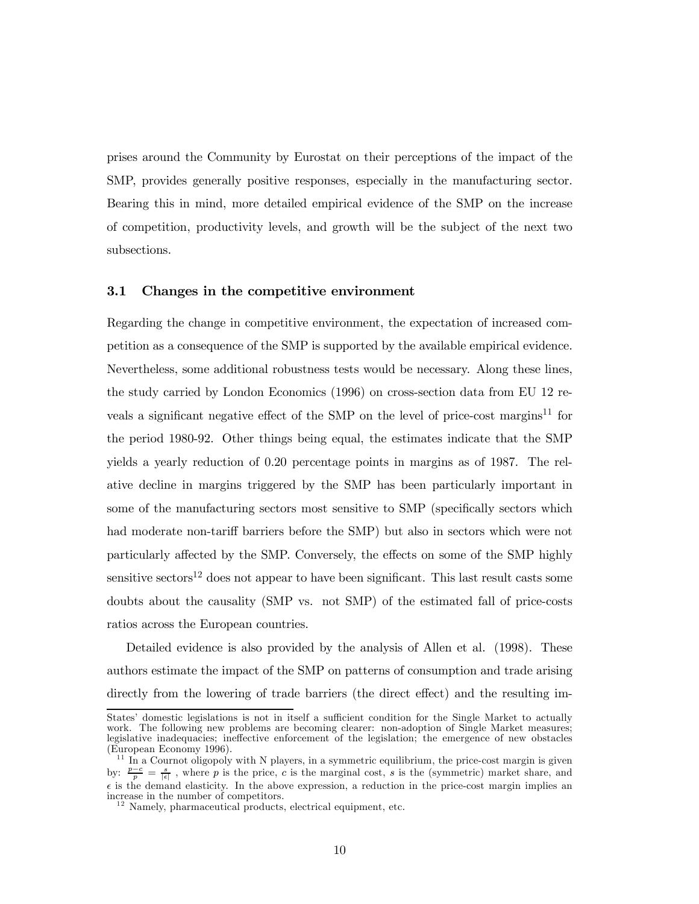prises around the Community by Eurostat on their perceptions of the impact of the SMP, provides generally positive responses, especially in the manufacturing sector. Bearing this in mind, more detailed empirical evidence of the SMP on the increase of competition, productivity levels, and growth will be the subject of the next two subsections.

### 3.1 Changes in the competitive environment

Regarding the change in competitive environment, the expectation of increased competition as a consequence of the SMP is supported by the available empirical evidence. Nevertheless, some additional robustness tests would be necessary. Along these lines, the study carried by London Economics (1996) on cross-section data from EU 12 reveals a significant negative effect of the SMP on the level of price-cost margins[11] for the period 1980-92. Other things being equal, the estimates indicate that the SMP yields a yearly reduction of 0.20 percentage points in margins as of 1987. The relative decline in margins triggered by the SMP has been particularly important in some of the manufacturing sectors most sensitive to SMP (specifically sectors which had moderate non-tariff barriers before the SMP) but also in sectors which were not particularly affected by the SMP. Conversely, the effects on some of the SMP highly sensitive sectors[12] does not appear to have been significant. This last result casts some doubts about the causality (SMP vs. not SMP) of the estimated fall of price-costs ratios across the European countries.

Detailed evidence is also provided by the analysis of Allen et al. (1998). These authors estimate the impact of the SMP on patterns of consumption and trade arising directly from the lowering of trade barriers (the direct effect) and the resulting im-

---

States' domestic legislations is not in itself a sufficient condition for the Single Market to actually work. The following new problems are becoming clearer: non-adoption of Single Market measures; legislative inadequacies; ineffective enforcement of the legislation; the emergence of new obstacles (European Economy 1996).

[11] In a Cournot oligopoly with N players, in a symmetric equilibrium, the price-cost margin is given by: $\frac{p-c}{p} = \frac{s}{|\epsilon|}$ , where $p$ is the price, $c$ is the marginal cost, $s$ is the (symmetric) market share, and $\epsilon$ is the demand elasticity. In the above expression, a reduction in the price-cost margin implies an increase in the number of competitors.

[12] Namely, pharmaceutical products, electrical equipment, etc.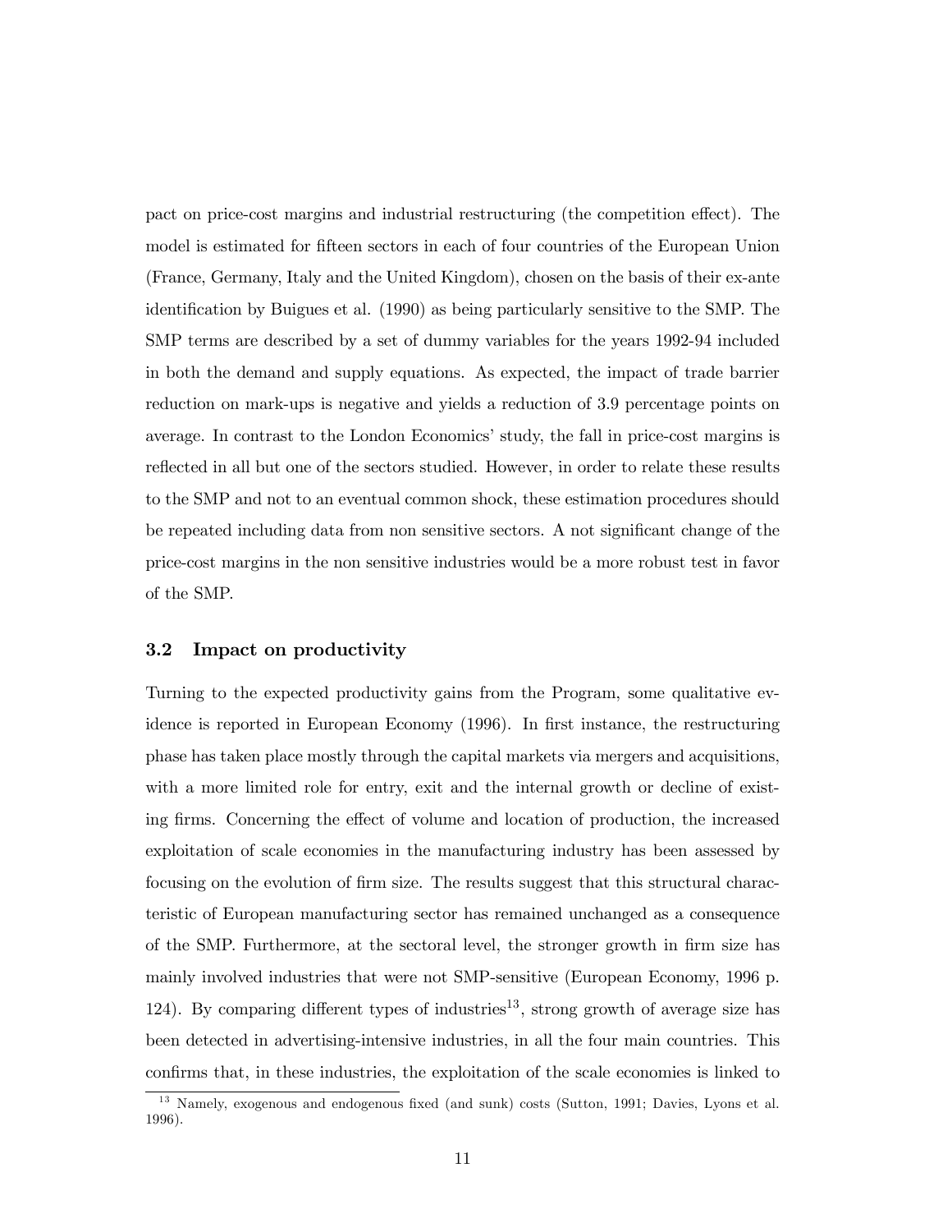pact on price-cost margins and industrial restructuring (the competition effect). The model is estimated for fifteen sectors in each of four countries of the European Union (France, Germany, Italy and the United Kingdom), chosen on the basis of their ex-ante identification by Buigues et al. (1990) as being particularly sensitive to the SMP. The SMP terms are described by a set of dummy variables for the years 1992-94 included in both the demand and supply equations. As expected, the impact of trade barrier reduction on mark-ups is negative and yields a reduction of 3.9 percentage points on average. In contrast to the London Economics' study, the fall in price-cost margins is reflected in all but one of the sectors studied. However, in order to relate these results to the SMP and not to an eventual common shock, these estimation procedures should be repeated including data from non sensitive sectors. A not significant change of the price-cost margins in the non sensitive industries would be a more robust test in favor of the SMP.

### 3.2 Impact on productivity

Turning to the expected productivity gains from the Program, some qualitative evidence is reported in European Economy (1996). In first instance, the restructuring phase has taken place mostly through the capital markets via mergers and acquisitions, with a more limited role for entry, exit and the internal growth or decline of existing firms. Concerning the effect of volume and location of production, the increased exploitation of scale economies in the manufacturing industry has been assessed by focusing on the evolution of firm size. The results suggest that this structural characteristic of European manufacturing sector has remained unchanged as a consequence of the SMP. Furthermore, at the sectoral level, the stronger growth in firm size has mainly involved industries that were not SMP-sensitive (European Economy, 1996 p. 124). By comparing different types of industries[13], strong growth of average size has been detected in advertising-intensive industries, in all the four main countries. This confirms that, in these industries, the exploitation of the scale economies is linked to

[13] Namely, exogenous and endogenous fixed (and sunk) costs (Sutton, 1991; Davies, Lyons et al. 1996).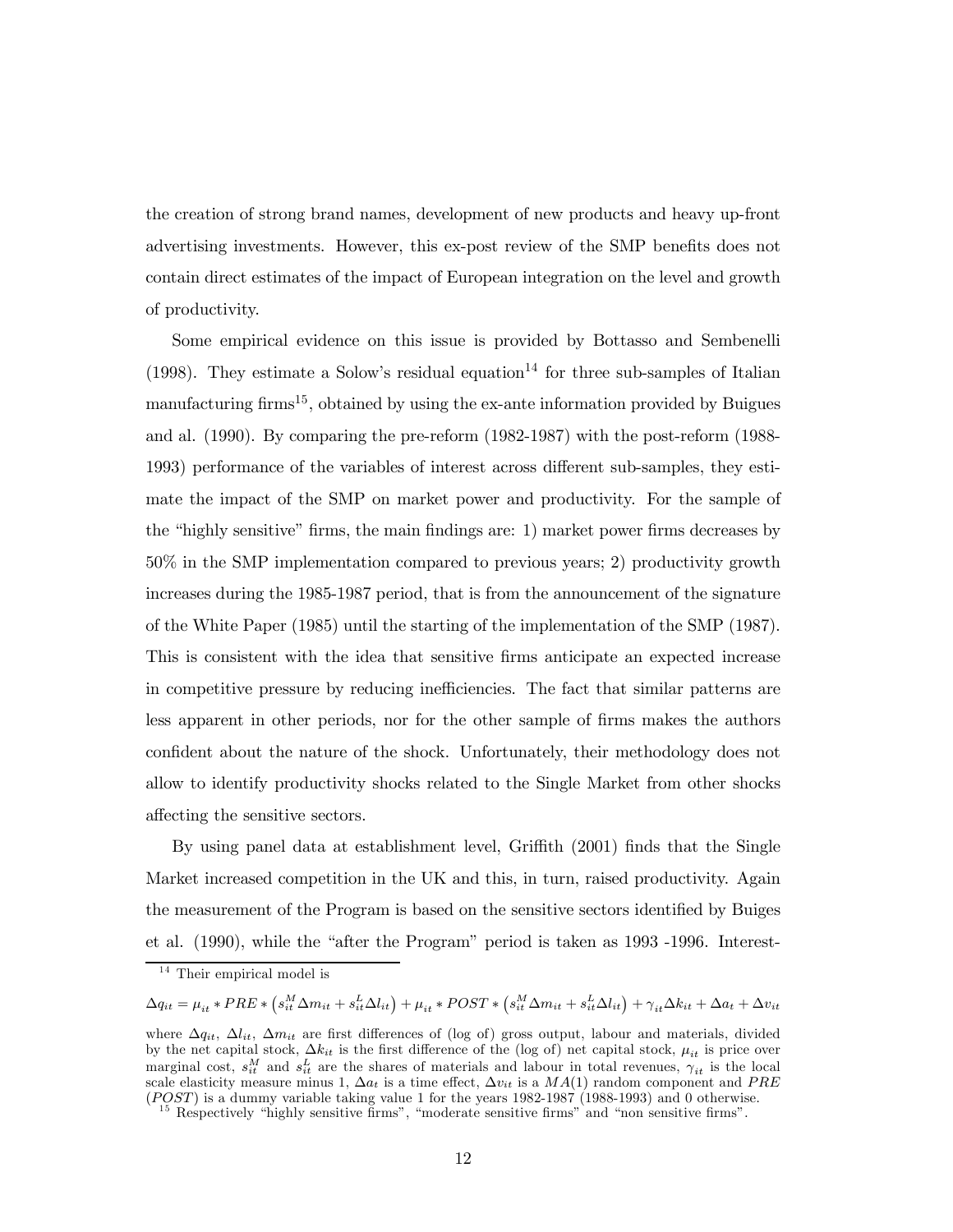the creation of strong brand names, development of new products and heavy up-front advertising investments. However, this ex-post review of the SMP benefits does not contain direct estimates of the impact of European integration on the level and growth of productivity.

Some empirical evidence on this issue is provided by Bottasso and Sembenelli (1998). They estimate a Solow's residual equation[14] for three sub-samples of Italian manufacturing firms[15], obtained by using the ex-ante information provided by Buigues and al. (1990). By comparing the pre-reform (1982-1987) with the post-reform (1988-1993) performance of the variables of interest across different sub-samples, they estimate the impact of the SMP on market power and productivity. For the sample of the "highly sensitive" firms, the main findings are: 1) market power firms decreases by 50% in the SMP implementation compared to previous years; 2) productivity growth increases during the 1985-1987 period, that is from the announcement of the signature of the White Paper (1985) until the starting of the implementation of the SMP (1987). This is consistent with the idea that sensitive firms anticipate an expected increase in competitive pressure by reducing inefficiencies. The fact that similar patterns are less apparent in other periods, nor for the other sample of firms makes the authors confident about the nature of the shock. Unfortunately, their methodology does not allow to identify productivity shocks related to the Single Market from other shocks affecting the sensitive sectors.

By using panel data at establishment level, Griffith (2001) finds that the Single Market increased competition in the UK and this, in turn, raised productivity. Again the measurement of the Program is based on the sensitive sectors identified by Buiges et al. (1990), while the "after the Program" period is taken as 1993 -1996. Interest-

---

[14] Their empirical model is

$$\Delta q_{it} = \mu_{it} * PRE * \left(s_{it}^{M}\Delta m_{it} + s_{it}^{L}\Delta l_{it}\right) + \mu_{it} * POST * \left(s_{it}^{M}\Delta m_{it} + s_{it}^{L}\Delta l_{it}\right) + \gamma_{it}\Delta k_{it} + \Delta a_{t} + \Delta v_{it}$$

where $\Delta q_{it}$, $\Delta l_{it}$, $\Delta m_{it}$ are first differences of (log of) gross output, labour and materials, divided by the net capital stock, $\Delta k_{it}$ is the first difference of the (log of) net capital stock, $\mu_{it}$ is price over marginal cost, $s_{it}^{M}$ and $s_{it}^{L}$ are the shares of materials and labour in total revenues, $\gamma_{it}$ is the local scale elasticity measure minus 1, $\Delta a_t$ is a time effect, $\Delta v_{it}$ is a $MA(1)$ random component and $PRE$ ($POST$) is a dummy variable taking value 1 for the years 1982-1987 (1988-1993) and 0 otherwise.

[15] Respectively "highly sensitive firms", "moderate sensitive firms" and "non sensitive firms".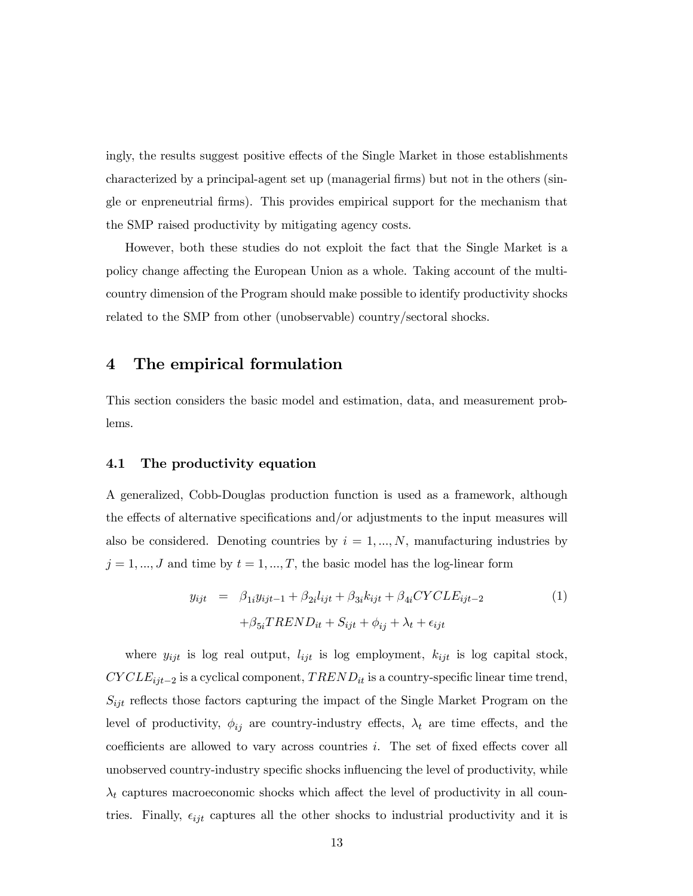ingly, the results suggest positive effects of the Single Market in those establishments characterized by a principal-agent set up (managerial firms) but not in the others (single or enpreneutrial firms). This provides empirical support for the mechanism that the SMP raised productivity by mitigating agency costs.

However, both these studies do not exploit the fact that the Single Market is a policy change affecting the European Union as a whole. Taking account of the multi-country dimension of the Program should make possible to identify productivity shocks related to the SMP from other (unobservable) country/sectoral shocks.

# 4 The empirical formulation

This section considers the basic model and estimation, data, and measurement problems.

## 4.1 The productivity equation

A generalized, Cobb-Douglas production function is used as a framework, although the effects of alternative specifications and/or adjustments to the input measures will also be considered. Denoting countries by $i = 1, ..., N$, manufacturing industries by $j = 1, ..., J$ and time by $t = 1, ..., T$, the basic model has the log-linear form

$$
\begin{aligned}
y_{ijt} &= \beta_{1i} y_{ijt-1} + \beta_{2i} l_{ijt} + \beta_{3i} k_{ijt} + \beta_{4i} CYCLE_{ijt-2} \\
&\quad + \beta_{5i} TREND_{it} + S_{ijt} + \phi_{ij} + \lambda_t + \epsilon_{ijt}
\end{aligned} \tag{1}
$$

where $y_{ijt}$ is log real output, $l_{ijt}$ is log employment, $k_{ijt}$ is log capital stock, $CYCLE_{ijt-2}$ is a cyclical component, $TREND_{it}$ is a country-specific linear time trend, $S_{ijt}$ reflects those factors capturing the impact of the Single Market Program on the level of productivity, $\phi_{ij}$ are country-industry effects, $\lambda_t$ are time effects, and the coefficients are allowed to vary across countries $i$. The set of fixed effects cover all unobserved country-industry specific shocks influencing the level of productivity, while $\lambda_t$ captures macroeconomic shocks which affect the level of productivity in all countries. Finally, $\epsilon_{ijt}$ captures all the other shocks to industrial productivity and it is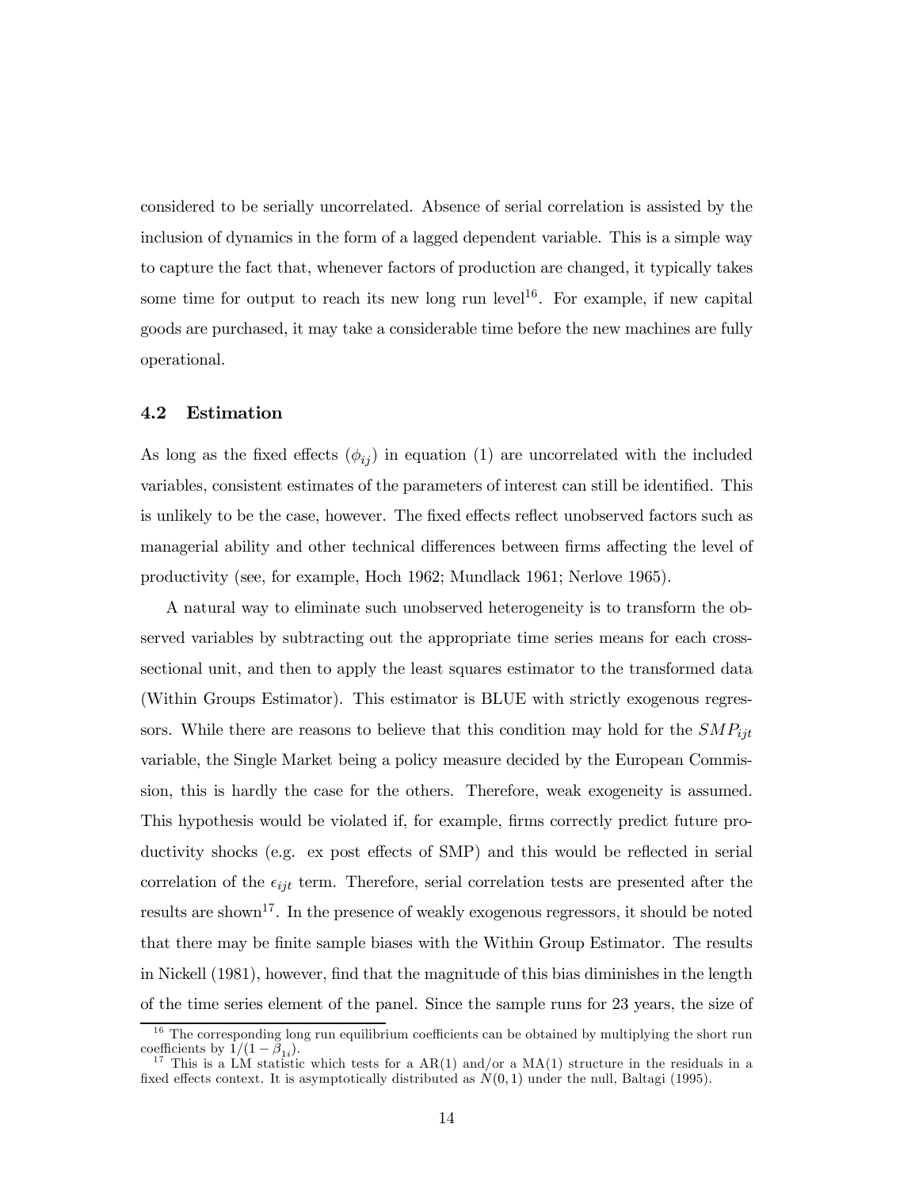considered to be serially uncorrelated. Absence of serial correlation is assisted by the inclusion of dynamics in the form of a lagged dependent variable. This is a simple way to capture the fact that, whenever factors of production are changed, it typically takes some time for output to reach its new long run level[16]. For example, if new capital goods are purchased, it may take a considerable time before the new machines are fully operational.

### 4.2 Estimation

As long as the fixed effects ($\phi_{ij}$) in equation (1) are uncorrelated with the included variables, consistent estimates of the parameters of interest can still be identified. This is unlikely to be the case, however. The fixed effects reflect unobserved factors such as managerial ability and other technical differences between firms affecting the level of productivity (see, for example, Hoch 1962; Mundlack 1961; Nerlove 1965).

A natural way to eliminate such unobserved heterogeneity is to transform the observed variables by subtracting out the appropriate time series means for each cross-sectional unit, and then to apply the least squares estimator to the transformed data (Within Groups Estimator). This estimator is BLUE with strictly exogenous regressors. While there are reasons to believe that this condition may hold for the $SMP_{ijt}$ variable, the Single Market being a policy measure decided by the European Commission, this is hardly the case for the others. Therefore, weak exogeneity is assumed. This hypothesis would be violated if, for example, firms correctly predict future productivity shocks (e.g. ex post effects of SMP) and this would be reflected in serial correlation of the $\epsilon_{ijt}$ term. Therefore, serial correlation tests are presented after the results are shown[17]. In the presence of weakly exogenous regressors, it should be noted that there may be finite sample biases with the Within Group Estimator. The results in Nickell (1981), however, find that the magnitude of this bias diminishes in the length of the time series element of the panel. Since the sample runs for 23 years, the size of

[16] The corresponding long run equilibrium coefficients can be obtained by multiplying the short run coefficients by $1/(1 - \beta_{1i})$.

[17] This is a LM statistic which tests for a AR(1) and/or a MA(1) structure in the residuals in a fixed effects context. It is asymptotically distributed as $N(0, 1)$ under the null, Baltagi (1995).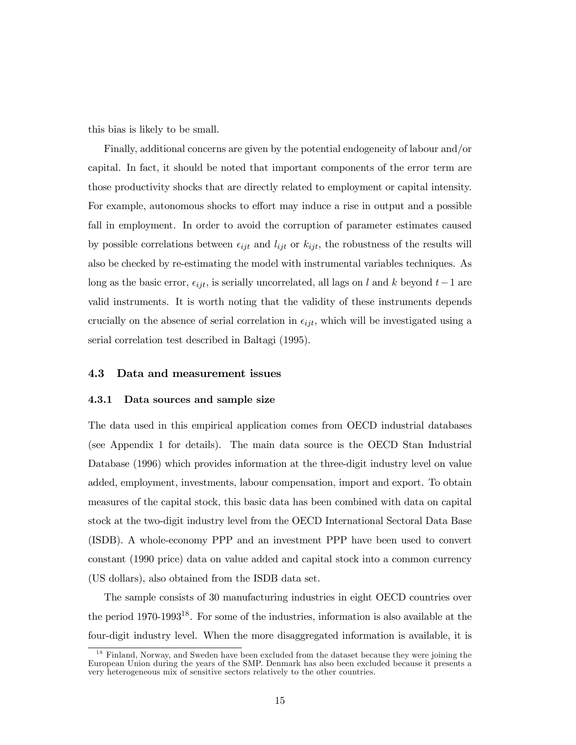this bias is likely to be small.

Finally, additional concerns are given by the potential endogeneity of labour and/or capital. In fact, it should be noted that important components of the error term are those productivity shocks that are directly related to employment or capital intensity. For example, autonomous shocks to effort may induce a rise in output and a possible fall in employment. In order to avoid the corruption of parameter estimates caused by possible correlations between $\epsilon_{ijt}$ and $l_{ijt}$ or $k_{ijt}$, the robustness of the results will also be checked by re-estimating the model with instrumental variables techniques. As long as the basic error, $\epsilon_{ijt}$, is serially uncorrelated, all lags on $l$ and $k$ beyond $t-1$ are valid instruments. It is worth noting that the validity of these instruments depends crucially on the absence of serial correlation in $\epsilon_{ijt}$, which will be investigated using a serial correlation test described in Baltagi (1995).

### 4.3 Data and measurement issues

#### 4.3.1 Data sources and sample size

The data used in this empirical application comes from OECD industrial databases (see Appendix 1 for details). The main data source is the OECD Stan Industrial Database (1996) which provides information at the three-digit industry level on value added, employment, investments, labour compensation, import and export. To obtain measures of the capital stock, this basic data has been combined with data on capital stock at the two-digit industry level from the OECD International Sectoral Data Base (ISDB). A whole-economy PPP and an investment PPP have been used to convert constant (1990 price) data on value added and capital stock into a common currency (US dollars), also obtained from the ISDB data set.

The sample consists of 30 manufacturing industries in eight OECD countries over the period 1970-1993[18]. For some of the industries, information is also available at the four-digit industry level. When the more disaggregated information is available, it is

[18] Finland, Norway, and Sweden have been excluded from the dataset because they were joining the European Union during the years of the SMP. Denmark has also been excluded because it presents a very heterogeneous mix of sensitive sectors relatively to the other countries.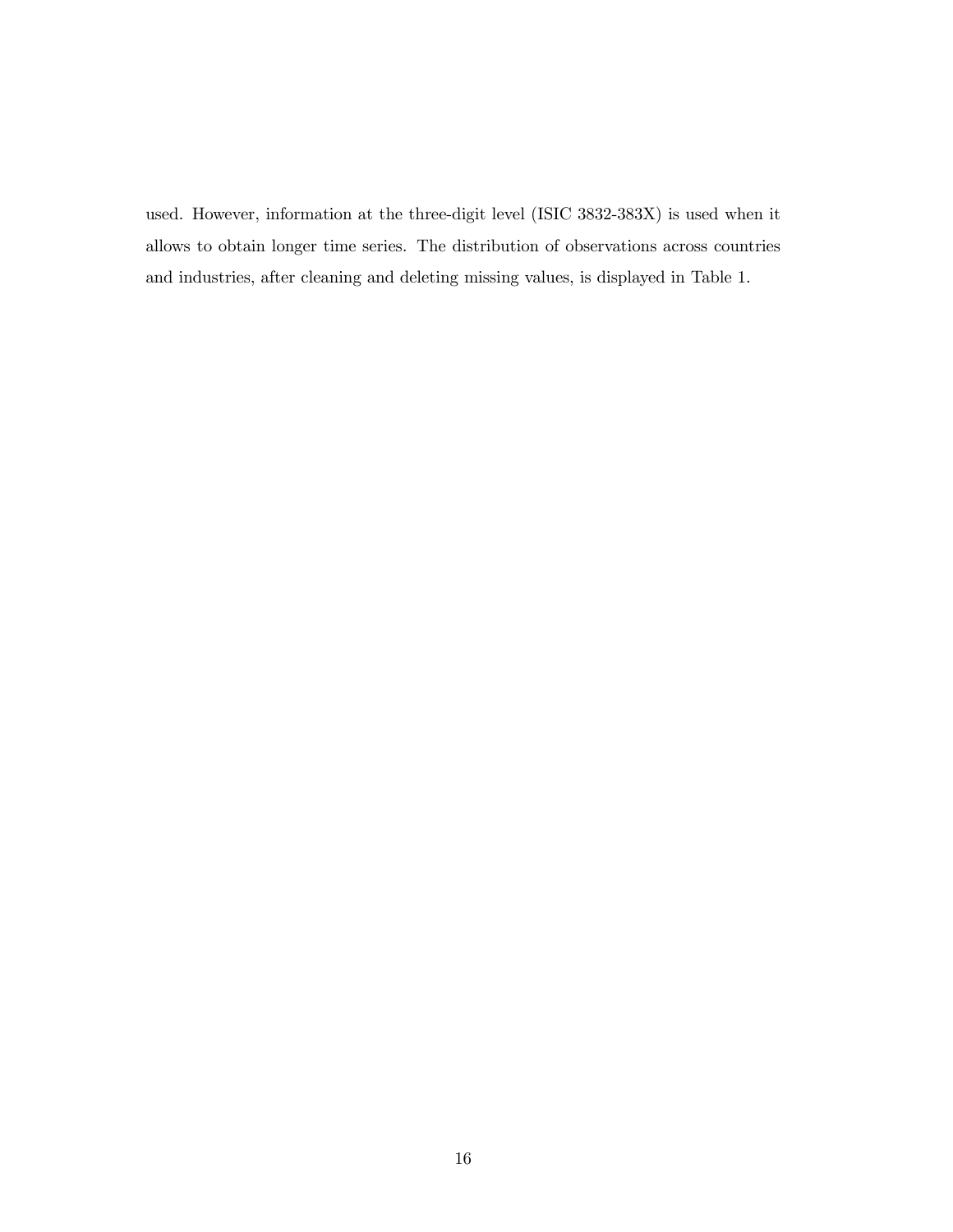used. However, information at the three-digit level (ISIC 3832-383X) is used when it allows to obtain longer time series. The distribution of observations across countries and industries, after cleaning and deleting missing values, is displayed in Table 1.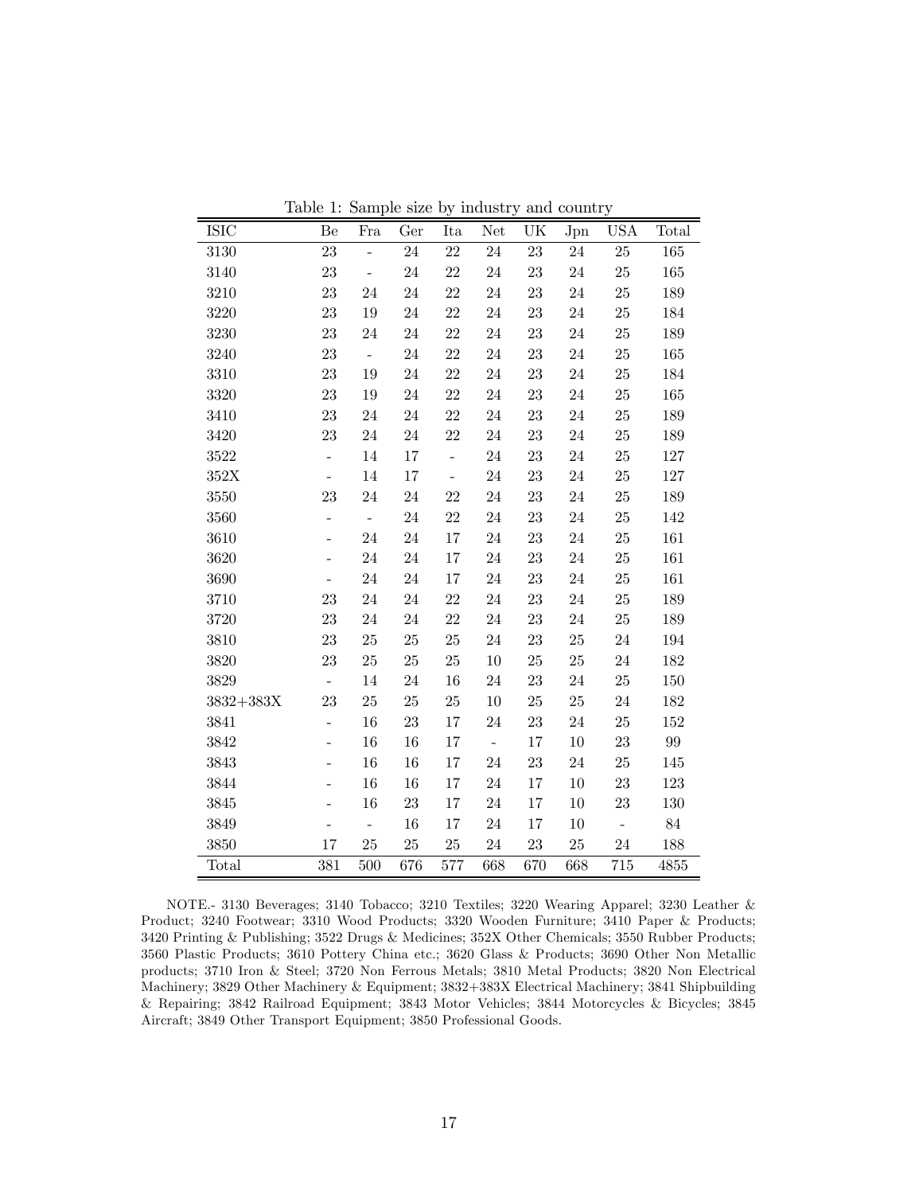Table 1: Sample size by industry and country

| ISIC | Be | Fra | Ger | Ita | Net | UK | Jpn | USA | Total |
|---|---|---|---|---|---|---|---|---|---|
| 3130 | 23 | - | 24 | 22 | 24 | 23 | 24 | 25 | 165 |
| 3140 | 23 | - | 24 | 22 | 24 | 23 | 24 | 25 | 165 |
| 3210 | 23 | 24 | 24 | 22 | 24 | 23 | 24 | 25 | 189 |
| 3220 | 23 | 19 | 24 | 22 | 24 | 23 | 24 | 25 | 184 |
| 3230 | 23 | 24 | 24 | 22 | 24 | 23 | 24 | 25 | 189 |
| 3240 | 23 | - | 24 | 22 | 24 | 23 | 24 | 25 | 165 |
| 3310 | 23 | 19 | 24 | 22 | 24 | 23 | 24 | 25 | 184 |
| 3320 | 23 | 19 | 24 | 22 | 24 | 23 | 24 | 25 | 165 |
| 3410 | 23 | 24 | 24 | 22 | 24 | 23 | 24 | 25 | 189 |
| 3420 | 23 | 24 | 24 | 22 | 24 | 23 | 24 | 25 | 189 |
| 3522 | - | 14 | 17 | - | 24 | 23 | 24 | 25 | 127 |
| 352X | - | 14 | 17 | - | 24 | 23 | 24 | 25 | 127 |
| 3550 | 23 | 24 | 24 | 22 | 24 | 23 | 24 | 25 | 189 |
| 3560 | - | - | 24 | 22 | 24 | 23 | 24 | 25 | 142 |
| 3610 | - | 24 | 24 | 17 | 24 | 23 | 24 | 25 | 161 |
| 3620 | - | 24 | 24 | 17 | 24 | 23 | 24 | 25 | 161 |
| 3690 | - | 24 | 24 | 17 | 24 | 23 | 24 | 25 | 161 |
| 3710 | 23 | 24 | 24 | 22 | 24 | 23 | 24 | 25 | 189 |
| 3720 | 23 | 24 | 24 | 22 | 24 | 23 | 24 | 25 | 189 |
| 3810 | 23 | 25 | 25 | 25 | 24 | 23 | 25 | 24 | 194 |
| 3820 | 23 | 25 | 25 | 25 | 10 | 25 | 25 | 24 | 182 |
| 3829 | - | 14 | 24 | 16 | 24 | 23 | 24 | 25 | 150 |
| 3832+383X | 23 | 25 | 25 | 25 | 10 | 25 | 25 | 24 | 182 |
| 3841 | - | 16 | 23 | 17 | 24 | 23 | 24 | 25 | 152 |
| 3842 | - | 16 | 16 | 17 | - | 17 | 10 | 23 | 99 |
| 3843 | - | 16 | 16 | 17 | 24 | 23 | 24 | 25 | 145 |
| 3844 | - | 16 | 16 | 17 | 24 | 17 | 10 | 23 | 123 |
| 3845 | - | 16 | 23 | 17 | 24 | 17 | 10 | 23 | 130 |
| 3849 | - | - | 16 | 17 | 24 | 17 | 10 | - | 84 |
| 3850 | 17 | 25 | 25 | 25 | 24 | 23 | 25 | 24 | 188 |
| Total | 381 | 500 | 676 | 577 | 668 | 670 | 668 | 715 | 4855 |

NOTE.- 3130 Beverages; 3140 Tobacco; 3210 Textiles; 3220 Wearing Apparel; 3230 Leather & Product; 3240 Footwear; 3310 Wood Products; 3320 Wooden Furniture; 3410 Paper & Products; 3420 Printing & Publishing; 3522 Drugs & Medicines; 352X Other Chemicals; 3550 Rubber Products; 3560 Plastic Products; 3610 Pottery China etc.; 3620 Glass & Products; 3690 Other Non Metallic products; 3710 Iron & Steel; 3720 Non Ferrous Metals; 3810 Metal Products; 3820 Non Electrical Machinery; 3829 Other Machinery & Equipment; 3832+383X Electrical Machinery; 3841 Shipbuilding & Repairing; 3842 Railroad Equipment; 3843 Motor Vehicles; 3844 Motorcycles & Bicycles; 3845 Aircraft; 3849 Other Transport Equipment; 3850 Professional Goods.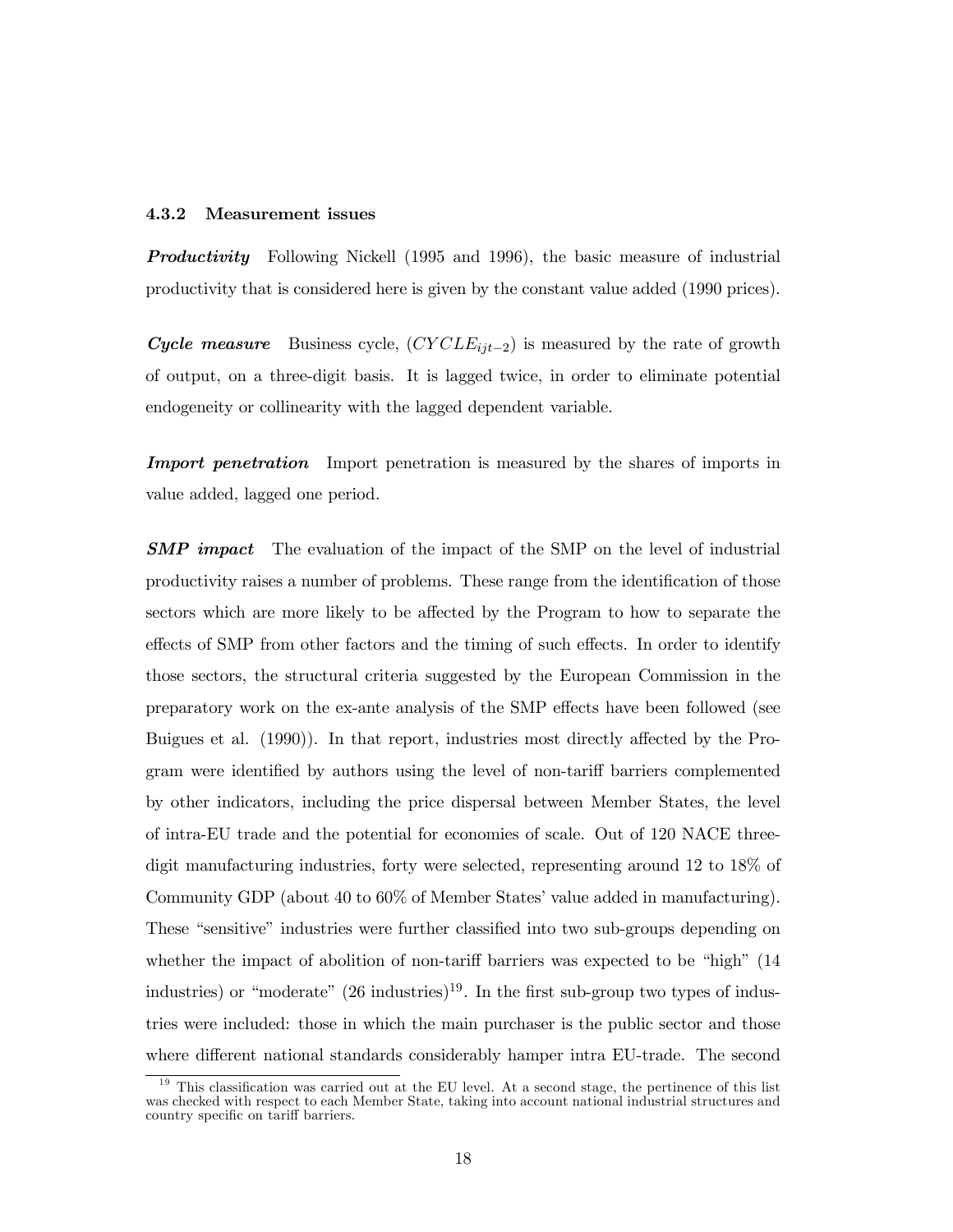#### 4.3.2 Measurement issues

***Productivity*** Following Nickell (1995 and 1996), the basic measure of industrial productivity that is considered here is given by the constant value added (1990 prices).

***Cycle measure*** Business cycle, ($CYCLE_{ijt-2}$) is measured by the rate of growth of output, on a three-digit basis. It is lagged twice, in order to eliminate potential endogeneity or collinearity with the lagged dependent variable.

***Import penetration*** Import penetration is measured by the shares of imports in value added, lagged one period.

***SMP impact*** The evaluation of the impact of the SMP on the level of industrial productivity raises a number of problems. These range from the identification of those sectors which are more likely to be affected by the Program to how to separate the effects of SMP from other factors and the timing of such effects. In order to identify those sectors, the structural criteria suggested by the European Commission in the preparatory work on the ex-ante analysis of the SMP effects have been followed (see Buigues et al. (1990)). In that report, industries most directly affected by the Program were identified by authors using the level of non-tariff barriers complemented by other indicators, including the price dispersal between Member States, the level of intra-EU trade and the potential for economies of scale. Out of 120 NACE three-digit manufacturing industries, forty were selected, representing around 12 to 18% of Community GDP (about 40 to 60% of Member States' value added in manufacturing). These "sensitive" industries were further classified into two sub-groups depending on whether the impact of abolition of non-tariff barriers was expected to be "high" (14 industries) or "moderate" (26 industries)[19]. In the first sub-group two types of industries were included: those in which the main purchaser is the public sector and those where different national standards considerably hamper intra EU-trade. The second

[19] This classification was carried out at the EU level. At a second stage, the pertinence of this list was checked with respect to each Member State, taking into account national industrial structures and country specific on tariff barriers.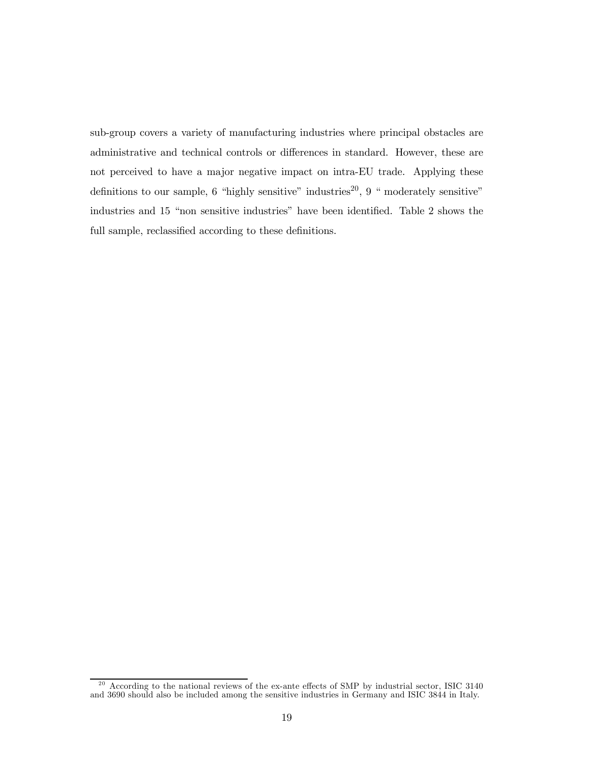sub-group covers a variety of manufacturing industries where principal obstacles are administrative and technical controls or differences in standard. However, these are not perceived to have a major negative impact on intra-EU trade. Applying these definitions to our sample, 6 "highly sensitive" industries[20], 9 " moderately sensitive" industries and 15 "non sensitive industries" have been identified. Table 2 shows the full sample, reclassified according to these definitions.

---

[20] According to the national reviews of the ex-ante effects of SMP by industrial sector, ISIC 3140 and 3690 should also be included among the sensitive industries in Germany and ISIC 3844 in Italy.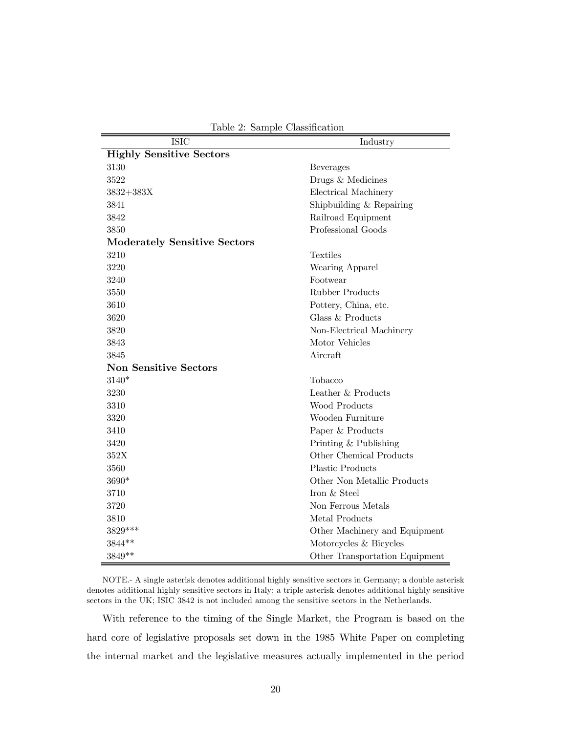Table 2: Sample Classification

| ISIC | Industry |
|---|---|
| **Highly Sensitive Sectors** | |
| 3130 | Beverages |
| 3522 | Drugs & Medicines |
| 3832+383X | Electrical Machinery |
| 3841 | Shipbuilding & Repairing |
| 3842 | Railroad Equipment |
| 3850 | Professional Goods |
| **Moderately Sensitive Sectors** | |
| 3210 | Textiles |
| 3220 | Wearing Apparel |
| 3240 | Footwear |
| 3550 | Rubber Products |
| 3610 | Pottery, China, etc. |
| 3620 | Glass & Products |
| 3820 | Non-Electrical Machinery |
| 3843 | Motor Vehicles |
| 3845 | Aircraft |
| **Non Sensitive Sectors** | |
| 3140* | Tobacco |
| 3230 | Leather & Products |
| 3310 | Wood Products |
| 3320 | Wooden Furniture |
| 3410 | Paper & Products |
| 3420 | Printing & Publishing |
| 352X | Other Chemical Products |
| 3560 | Plastic Products |
| 3690* | Other Non Metallic Products |
| 3710 | Iron & Steel |
| 3720 | Non Ferrous Metals |
| 3810 | Metal Products |
| 3829*** | Other Machinery and Equipment |
| 3844** | Motorcycles & Bicycles |
| 3849** | Other Transportation Equipment |

NOTE.- A single asterisk denotes additional highly sensitive sectors in Germany; a double asterisk denotes additional highly sensitive sectors in Italy; a triple asterisk denotes additional highly sensitive sectors in the UK; ISIC 3842 is not included among the sensitive sectors in the Netherlands.

With reference to the timing of the Single Market, the Program is based on the hard core of legislative proposals set down in the 1985 White Paper on completing the internal market and the legislative measures actually implemented in the period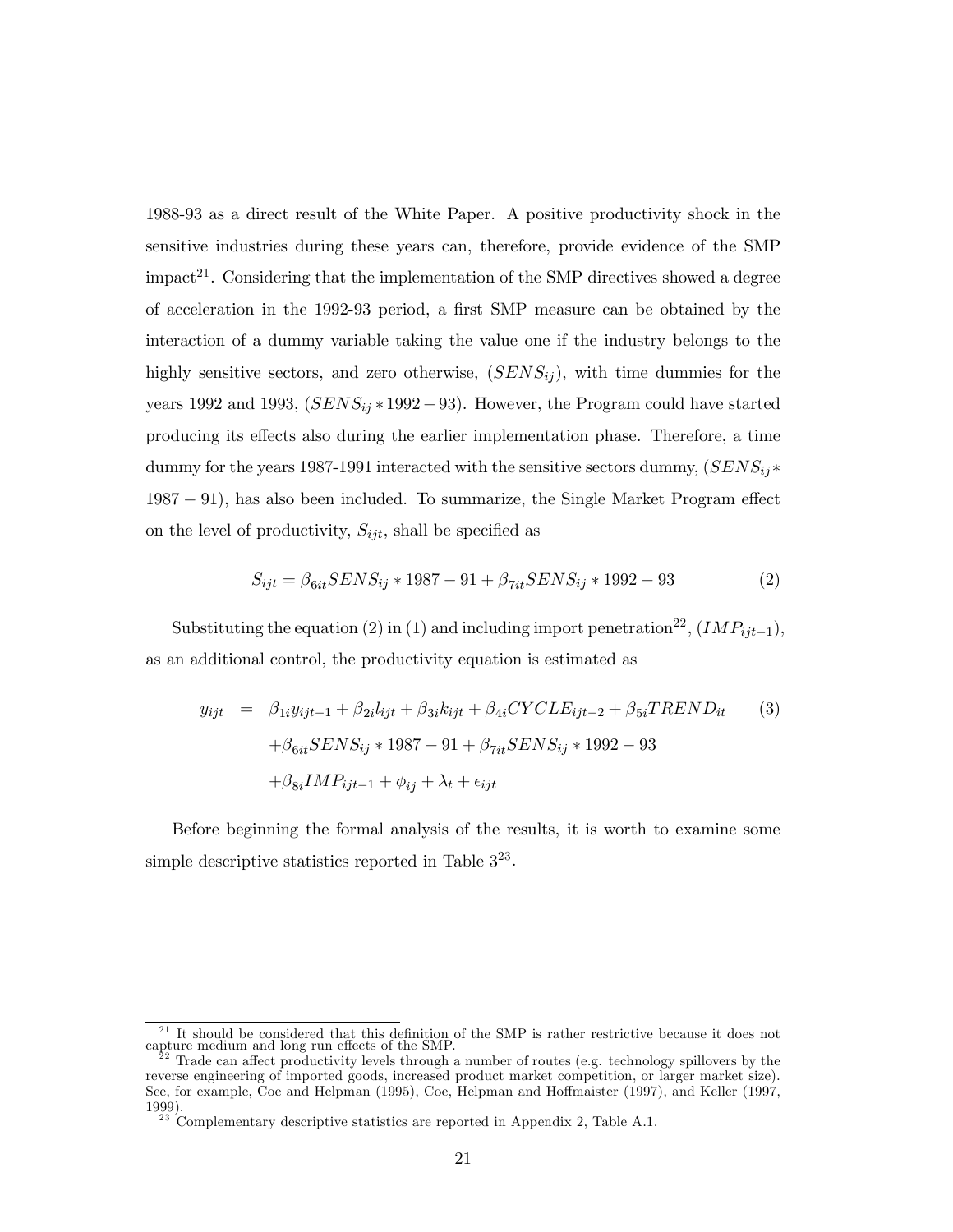1988-93 as a direct result of the White Paper. A positive productivity shock in the sensitive industries during these years can, therefore, provide evidence of the SMP impact[21]. Considering that the implementation of the SMP directives showed a degree of acceleration in the 1992-93 period, a first SMP measure can be obtained by the interaction of a dummy variable taking the value one if the industry belongs to the highly sensitive sectors, and zero otherwise, ($SENS_{ij}$), with time dummies for the years 1992 and 1993, ($SENS_{ij} * 1992-93$). However, the Program could have started producing its effects also during the earlier implementation phase. Therefore, a time dummy for the years 1987-1991 interacted with the sensitive sectors dummy, ($SENS_{ij} * 1987-91$), has also been included. To summarize, the Single Market Program effect on the level of productivity, $S_{ijt}$, shall be specified as

$$S_{ijt} = \beta_{6it} SENS_{ij} * 1987 - 91 + \beta_{7it} SENS_{ij} * 1992 - 93 \tag{2}$$

Substituting the equation (2) in (1) and including import penetration[22], ($IMP_{ijt-1}$), as an additional control, the productivity equation is estimated as

$$\begin{aligned} y_{ijt} &= \beta_{1i} y_{ijt-1} + \beta_{2i} l_{ijt} + \beta_{3i} k_{ijt} + \beta_{4i} CYCLE_{ijt-2} + \beta_{5i} TREND_{it} \\ &\quad + \beta_{6it} SENS_{ij} * 1987 - 91 + \beta_{7it} SENS_{ij} * 1992 - 93 \\ &\quad + \beta_{8i} IMP_{ijt-1} + \phi_{ij} + \lambda_t + \epsilon_{ijt} \end{aligned} \tag{3}$$

Before beginning the formal analysis of the results, it is worth to examine some simple descriptive statistics reported in Table 3[23].

---

[21] It should be considered that this definition of the SMP is rather restrictive because it does not capture medium and long run effects of the SMP.

[22] Trade can affect productivity levels through a number of routes (e.g. technology spillovers by the reverse engineering of imported goods, increased product market competition, or larger market size). See, for example, Coe and Helpman (1995), Coe, Helpman and Hoffmaister (1997), and Keller (1997, 1999).

[23] Complementary descriptive statistics are reported in Appendix 2, Table A.1.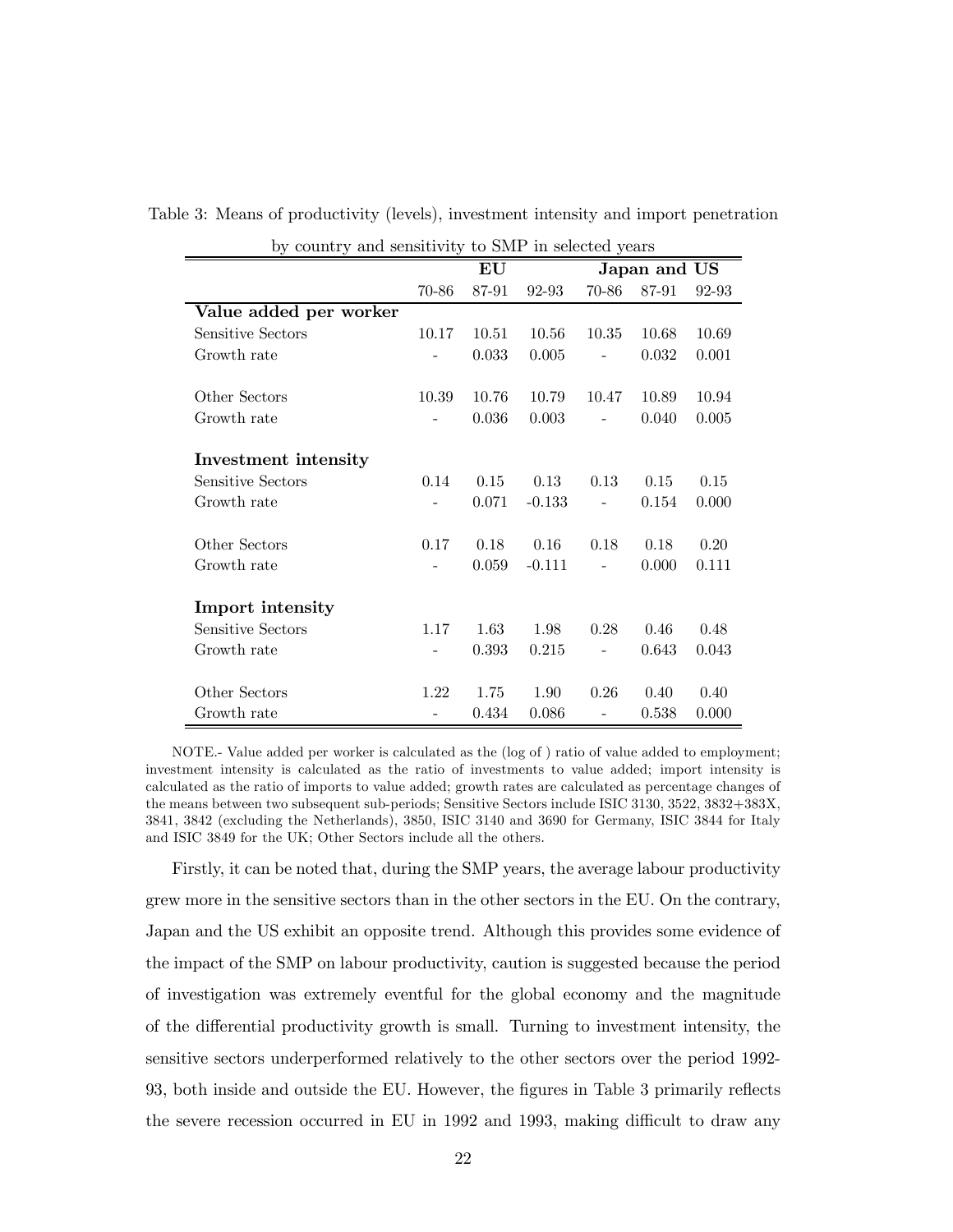Table 3: Means of productivity (levels), investment intensity and import penetration by country and sensitivity to SMP in selected years

| | EU | | | Japan and US | | |
|---|---|---|---|---|---|---|
| | 70-86 | 87-91 | 92-93 | 70-86 | 87-91 | 92-93 |
| **Value added per worker** | | | | | | |
| Sensitive Sectors | 10.17 | 10.51 | 10.56 | 10.35 | 10.68 | 10.69 |
| Growth rate | - | 0.033 | 0.005 | - | 0.032 | 0.001 |
| Other Sectors | 10.39 | 10.76 | 10.79 | 10.47 | 10.89 | 10.94 |
| Growth rate | - | 0.036 | 0.003 | - | 0.040 | 0.005 |
| **Investment intensity** | | | | | | |
| Sensitive Sectors | 0.14 | 0.15 | 0.13 | 0.13 | 0.15 | 0.15 |
| Growth rate | - | 0.071 | -0.133 | - | 0.154 | 0.000 |
| Other Sectors | 0.17 | 0.18 | 0.16 | 0.18 | 0.18 | 0.20 |
| Growth rate | - | 0.059 | -0.111 | - | 0.000 | 0.111 |
| **Import intensity** | | | | | | |
| Sensitive Sectors | 1.17 | 1.63 | 1.98 | 0.28 | 0.46 | 0.48 |
| Growth rate | - | 0.393 | 0.215 | - | 0.643 | 0.043 |
| Other Sectors | 1.22 | 1.75 | 1.90 | 0.26 | 0.40 | 0.40 |
| Growth rate | - | 0.434 | 0.086 | - | 0.538 | 0.000 |

NOTE.- Value added per worker is calculated as the (log of ) ratio of value added to employment; investment intensity is calculated as the ratio of investments to value added; import intensity is calculated as the ratio of imports to value added; growth rates are calculated as percentage changes of the means between two subsequent sub-periods; Sensitive Sectors include ISIC 3130, 3522, 3832+383X, 3841, 3842 (excluding the Netherlands), 3850, ISIC 3140 and 3690 for Germany, ISIC 3844 for Italy and ISIC 3849 for the UK; Other Sectors include all the others.

Firstly, it can be noted that, during the SMP years, the average labour productivity grew more in the sensitive sectors than in the other sectors in the EU. On the contrary, Japan and the US exhibit an opposite trend. Although this provides some evidence of the impact of the SMP on labour productivity, caution is suggested because the period of investigation was extremely eventful for the global economy and the magnitude of the differential productivity growth is small. Turning to investment intensity, the sensitive sectors underperformed relatively to the other sectors over the period 1992-93, both inside and outside the EU. However, the figures in Table 3 primarily reflects the severe recession occurred in EU in 1992 and 1993, making difficult to draw any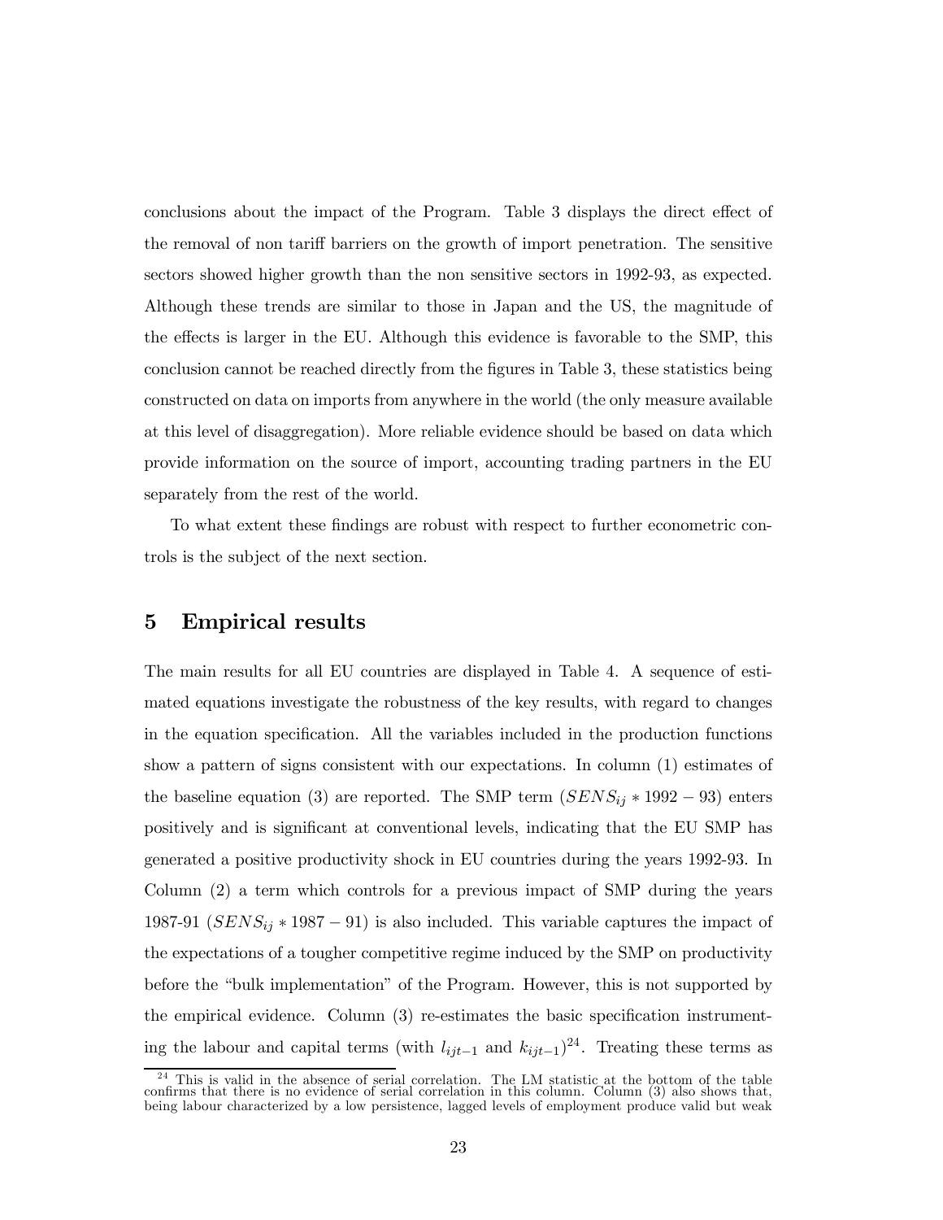conclusions about the impact of the Program. Table 3 displays the direct effect of the removal of non tariff barriers on the growth of import penetration. The sensitive sectors showed higher growth than the non sensitive sectors in 1992-93, as expected. Although these trends are similar to those in Japan and the US, the magnitude of the effects is larger in the EU. Although this evidence is favorable to the SMP, this conclusion cannot be reached directly from the figures in Table 3, these statistics being constructed on data on imports from anywhere in the world (the only measure available at this level of disaggregation). More reliable evidence should be based on data which provide information on the source of import, accounting trading partners in the EU separately from the rest of the world.

To what extent these findings are robust with respect to further econometric controls is the subject of the next section.

## 5 Empirical results

The main results for all EU countries are displayed in Table 4. A sequence of estimated equations investigate the robustness of the key results, with regard to changes in the equation specification. All the variables included in the production functions show a pattern of signs consistent with our expectations. In column (1) estimates of the baseline equation (3) are reported. The SMP term ($SENS_{ij} * 1992-93$) enters positively and is significant at conventional levels, indicating that the EU SMP has generated a positive productivity shock in EU countries during the years 1992-93. In Column (2) a term which controls for a previous impact of SMP during the years 1987-91 ($SENS_{ij} * 1987-91$) is also included. This variable captures the impact of the expectations of a tougher competitive regime induced by the SMP on productivity before the "bulk implementation" of the Program. However, this is not supported by the empirical evidence. Column (3) re-estimates the basic specification instrumenting the labour and capital terms (with $l_{ijt-1}$ and $k_{ijt-1}$)[24]. Treating these terms as

[24] This is valid in the absence of serial correlation. The LM statistic at the bottom of the table confirms that there is no evidence of serial correlation in this column. Column (3) also shows that, being labour characterized by a low persistence, lagged levels of employment produce valid but weak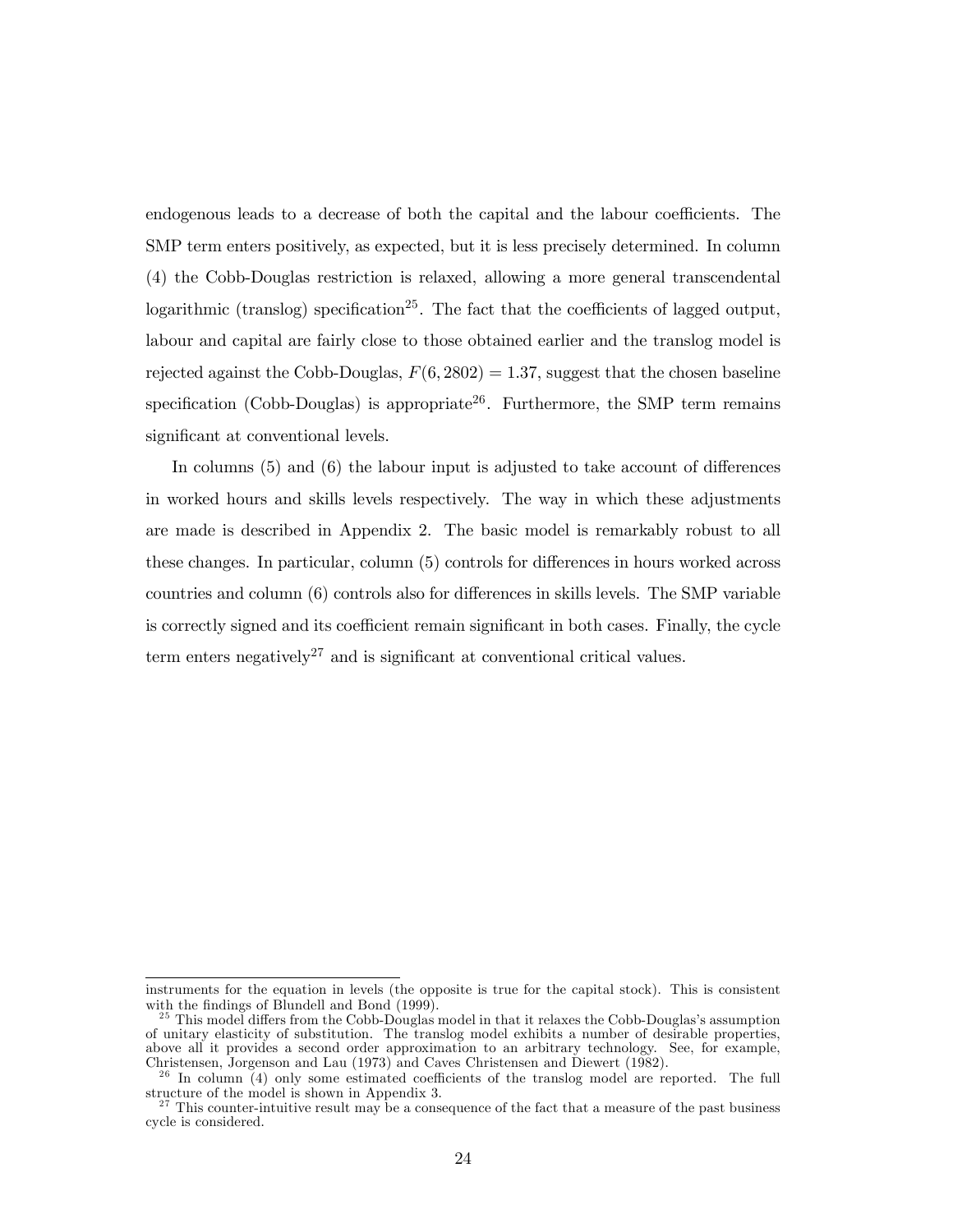endogenous leads to a decrease of both the capital and the labour coefficients. The SMP term enters positively, as expected, but it is less precisely determined. In column (4) the Cobb-Douglas restriction is relaxed, allowing a more general transcendental logarithmic (translog) specification[25]. The fact that the coefficients of lagged output, labour and capital are fairly close to those obtained earlier and the translog model is rejected against the Cobb-Douglas, $F(6, 2802) = 1.37$, suggest that the chosen baseline specification (Cobb-Douglas) is appropriate[26]. Furthermore, the SMP term remains significant at conventional levels.

In columns (5) and (6) the labour input is adjusted to take account of differences in worked hours and skills levels respectively. The way in which these adjustments are made is described in Appendix 2. The basic model is remarkably robust to all these changes. In particular, column (5) controls for differences in hours worked across countries and column (6) controls also for differences in skills levels. The SMP variable is correctly signed and its coefficient remain significant in both cases. Finally, the cycle term enters negatively[27] and is significant at conventional critical values.

---

instruments for the equation in levels (the opposite is true for the capital stock). This is consistent with the findings of Blundell and Bond (1999).

[25] This model differs from the Cobb-Douglas model in that it relaxes the Cobb-Douglas's assumption of unitary elasticity of substitution. The translog model exhibits a number of desirable properties, above all it provides a second order approximation to an arbitrary technology. See, for example, Christensen, Jorgenson and Lau (1973) and Caves Christensen and Diewert (1982).

[26] In column (4) only some estimated coefficients of the translog model are reported. The full structure of the model is shown in Appendix 3.

[27] This counter-intuitive result may be a consequence of the fact that a measure of the past business cycle is considered.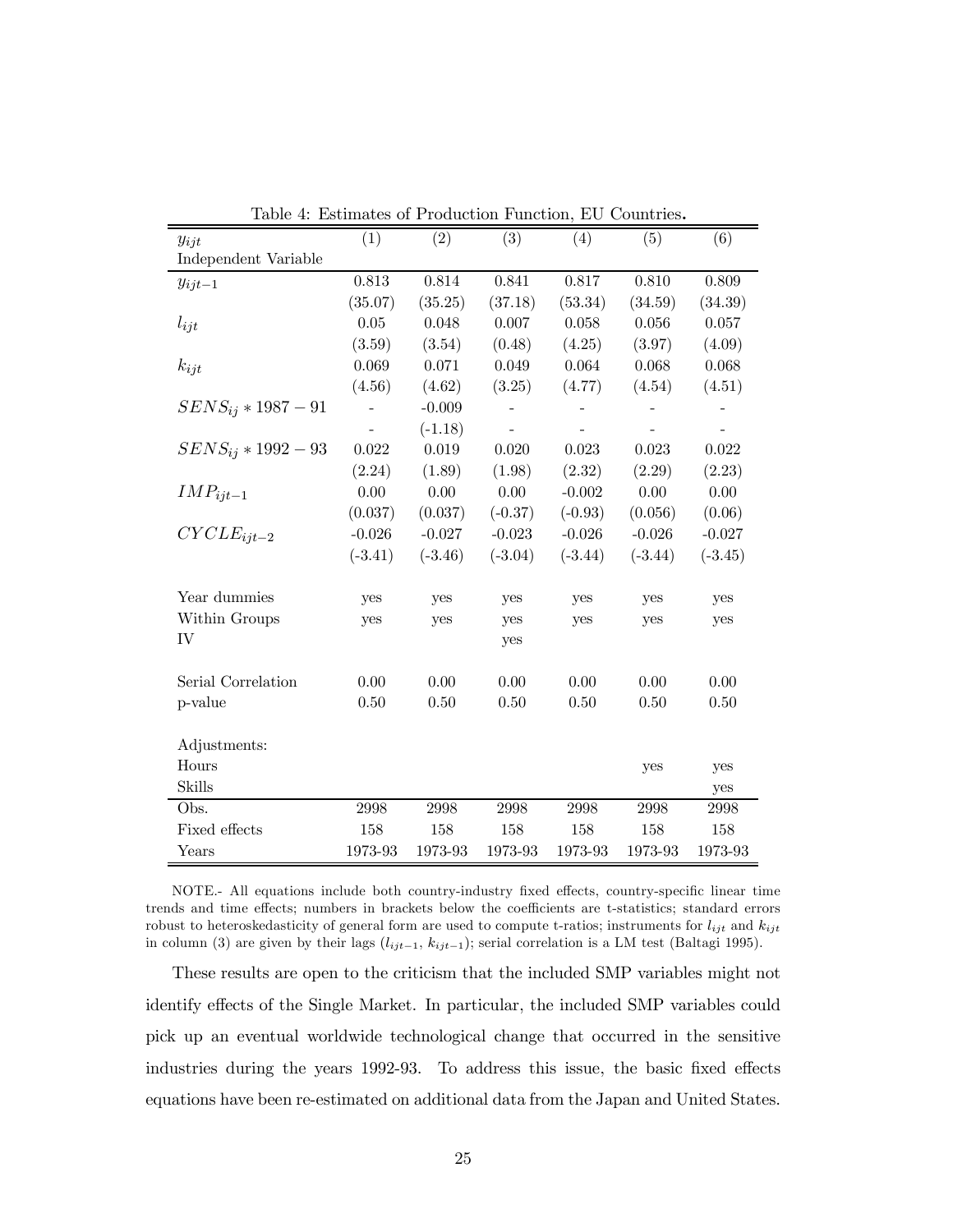Table 4: Estimates of Production Function, EU Countries.

| $y_{ijt}$ Independent Variable | (1) | (2) | (3) | (4) | (5) | (6) |
|---|---|---|---|---|---|---|
| $y_{ijt-1}$ | 0.813 | 0.814 | 0.841 | 0.817 | 0.810 | 0.809 |
| | (35.07) | (35.25) | (37.18) | (53.34) | (34.59) | (34.39) |
| $l_{ijt}$ | 0.05 | 0.048 | 0.007 | 0.058 | 0.056 | 0.057 |
| | (3.59) | (3.54) | (0.48) | (4.25) | (3.97) | (4.09) |
| $k_{ijt}$ | 0.069 | 0.071 | 0.049 | 0.064 | 0.068 | 0.068 |
| | (4.56) | (4.62) | (3.25) | (4.77) | (4.54) | (4.51) |
| $SENS_{ij} * 1987-91$ | - | -0.009 | - | - | - | - |
| | - | (-1.18) | - | - | - | - |
| $SENS_{ij} * 1992-93$ | 0.022 | 0.019 | 0.020 | 0.023 | 0.023 | 0.022 |
| | (2.24) | (1.89) | (1.98) | (2.32) | (2.29) | (2.23) |
| $IMP_{ijt-1}$ | 0.00 | 0.00 | 0.00 | -0.002 | 0.00 | 0.00 |
| | (0.037) | (0.037) | (-0.37) | (-0.93) | (0.056) | (0.06) |
| $CYCLE_{ijt-2}$ | -0.026 | -0.027 | -0.023 | -0.026 | -0.026 | -0.027 |
| | (-3.41) | (-3.46) | (-3.04) | (-3.44) | (-3.44) | (-3.45) |
| Year dummies | yes | yes | yes | yes | yes | yes |
| Within Groups | yes | yes | yes | yes | yes | yes |
| IV | | | yes | | | |
| Serial Correlation | 0.00 | 0.00 | 0.00 | 0.00 | 0.00 | 0.00 |
| p-value | 0.50 | 0.50 | 0.50 | 0.50 | 0.50 | 0.50 |
| Adjustments: | | | | | | |
| Hours | | | | | yes | yes |
| Skills | | | | | | yes |
| Obs. | 2998 | 2998 | 2998 | 2998 | 2998 | 2998 |
| Fixed effects | 158 | 158 | 158 | 158 | 158 | 158 |
| Years | 1973-93 | 1973-93 | 1973-93 | 1973-93 | 1973-93 | 1973-93 |

NOTE.- All equations include both country-industry fixed effects, country-specific linear time trends and time effects; numbers in brackets below the coefficients are t-statistics; standard errors robust to heteroskedasticity of general form are used to compute t-ratios; instruments for $l_{ijt}$ and $k_{ijt}$ in column (3) are given by their lags ($l_{ijt-1}$, $k_{ijt-1}$); serial correlation is a LM test (Baltagi 1995).

These results are open to the criticism that the included SMP variables might not identify effects of the Single Market. In particular, the included SMP variables could pick up an eventual worldwide technological change that occurred in the sensitive industries during the years 1992-93. To address this issue, the basic fixed effects equations have been re-estimated on additional data from the Japan and United States.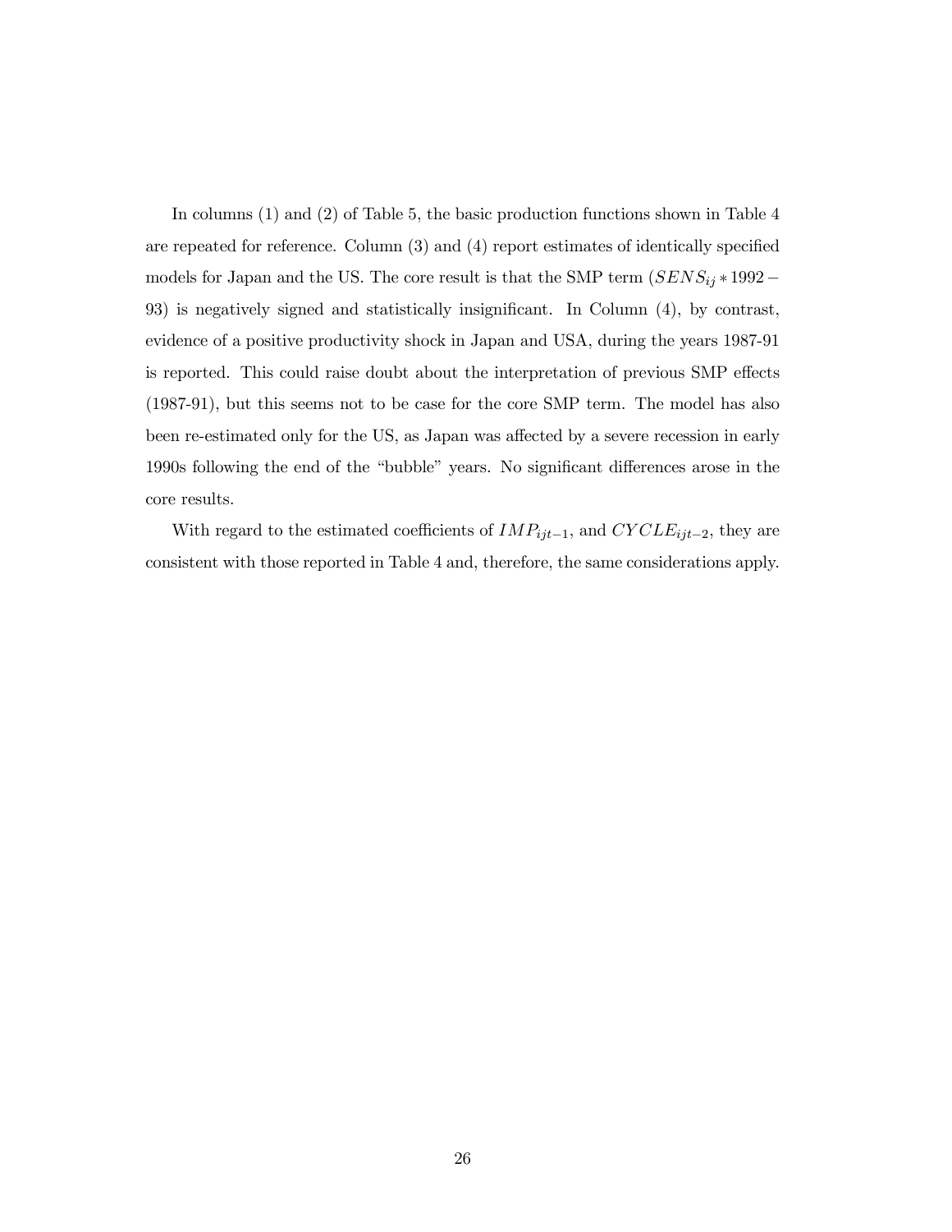In columns (1) and (2) of Table 5, the basic production functions shown in Table 4 are repeated for reference. Column (3) and (4) report estimates of identically specified models for Japan and the US. The core result is that the SMP term ($SENS_{ij} * 1992-93$) is negatively signed and statistically insignificant. In Column (4), by contrast, evidence of a positive productivity shock in Japan and USA, during the years 1987-91 is reported. This could raise doubt about the interpretation of previous SMP effects (1987-91), but this seems not to be case for the core SMP term. The model has also been re-estimated only for the US, as Japan was affected by a severe recession in early 1990s following the end of the "bubble" years. No significant differences arose in the core results.

With regard to the estimated coefficients of $IMP_{ijt-1}$, and $CYCLE_{ijt-2}$, they are consistent with those reported in Table 4 and, therefore, the same considerations apply.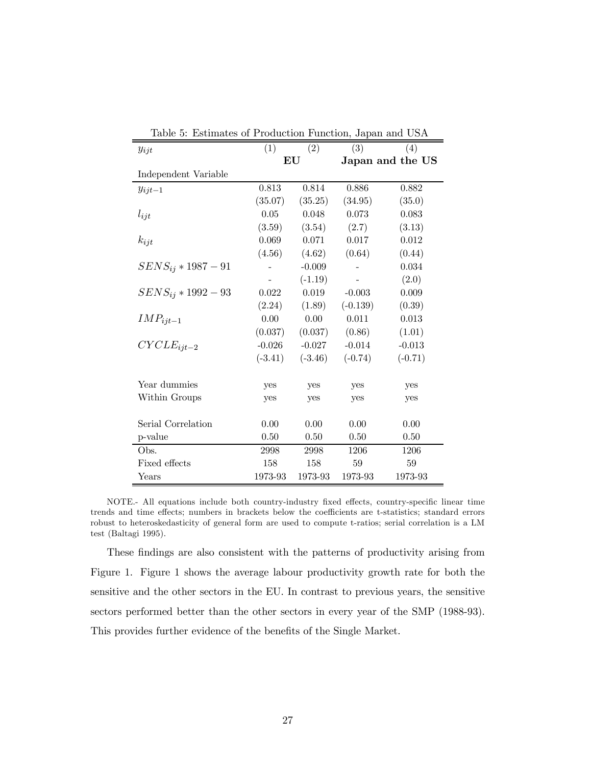Table 5: Estimates of Production Function, Japan and USA

| $y_{ijt}$ | (1) | (2) | (3) | (4) |
|---|---|---|---|---|
| | **EU** | | **Japan and the US** | |
| Independent Variable | | | | |
| $y_{ijt-1}$ | 0.813 | 0.814 | 0.886 | 0.882 |
| | (35.07) | (35.25) | (34.95) | (35.0) |
| $l_{ijt}$ | 0.05 | 0.048 | 0.073 | 0.083 |
| | (3.59) | (3.54) | (2.7) | (3.13) |
| $k_{ijt}$ | 0.069 | 0.071 | 0.017 | 0.012 |
| | (4.56) | (4.62) | (0.64) | (0.44) |
| $SENS_{ij} * 1987-91$ | - | -0.009 | - | 0.034 |
| | - | (-1.19) | - | (2.0) |
| $SENS_{ij} * 1992-93$ | 0.022 | 0.019 | -0.003 | 0.009 |
| | (2.24) | (1.89) | (-0.139) | (0.39) |
| $IMP_{ijt-1}$ | 0.00 | 0.00 | 0.011 | 0.013 |
| | (0.037) | (0.037) | (0.86) | (1.01) |
| $CYCLE_{ijt-2}$ | -0.026 | -0.027 | -0.014 | -0.013 |
| | (-3.41) | (-3.46) | (-0.74) | (-0.71) |
| Year dummies | yes | yes | yes | yes |
| Within Groups | yes | yes | yes | yes |
| Serial Correlation | 0.00 | 0.00 | 0.00 | 0.00 |
| p-value | 0.50 | 0.50 | 0.50 | 0.50 |
| Obs. | 2998 | 2998 | 1206 | 1206 |
| Fixed effects | 158 | 158 | 59 | 59 |
| Years | 1973-93 | 1973-93 | 1973-93 | 1973-93 |

NOTE.- All equations include both country-industry fixed effects, country-specific linear time trends and time effects; numbers in brackets below the coefficients are t-statistics; standard errors robust to heteroskedasticity of general form are used to compute t-ratios; serial correlation is a LM test (Baltagi 1995).

These findings are also consistent with the patterns of productivity arising from Figure 1. Figure 1 shows the average labour productivity growth rate for both the sensitive and the other sectors in the EU. In contrast to previous years, the sensitive sectors performed better than the other sectors in every year of the SMP (1988-93). This provides further evidence of the benefits of the Single Market.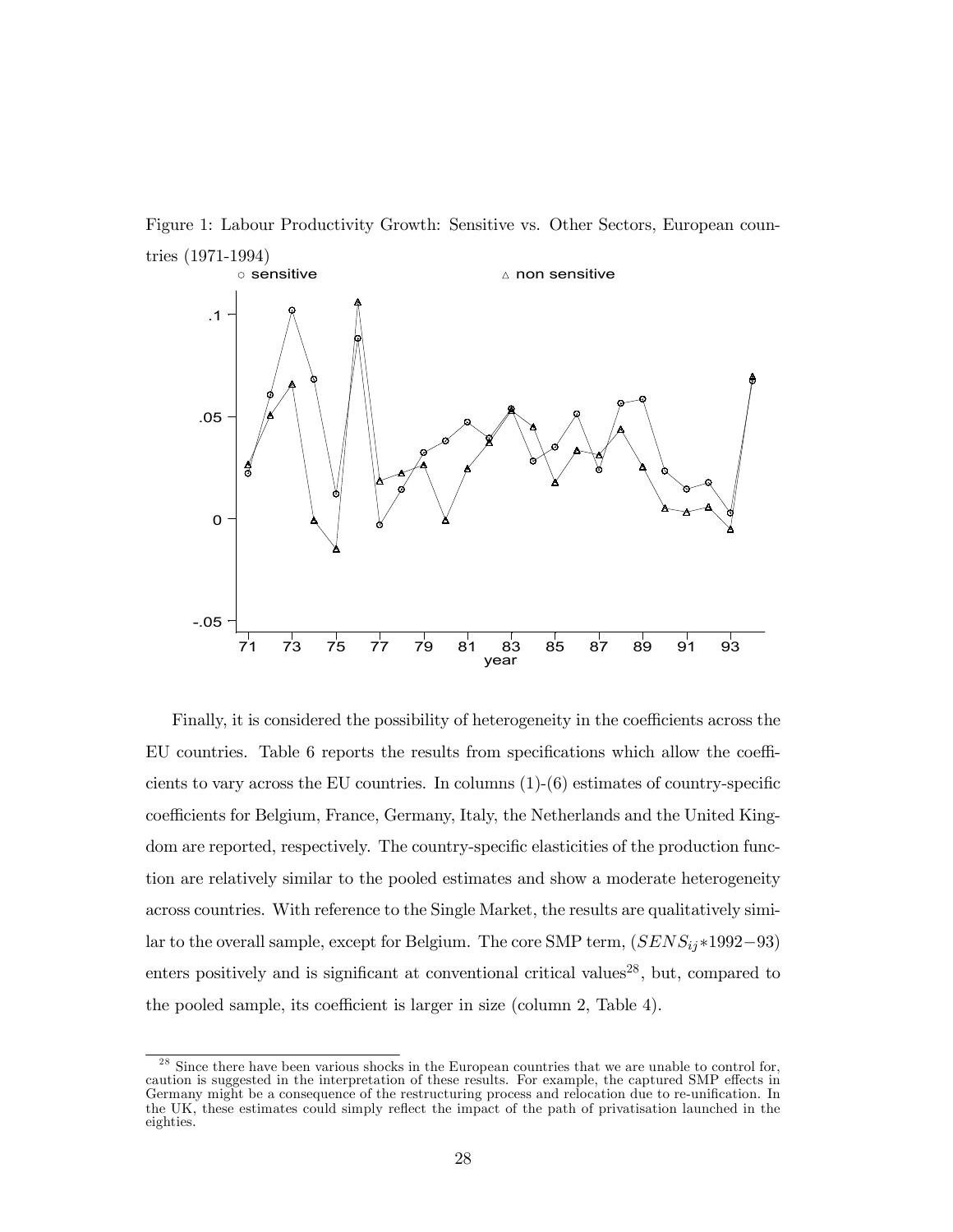Figure 1: Labour Productivity Growth: Sensitive vs. Other Sectors, European countries (1971-1994)

Finally, it is considered the possibility of heterogeneity in the coefficients across the EU countries. Table 6 reports the results from specifications which allow the coefficients to vary across the EU countries. In columns (1)-(6) estimates of country-specific coefficients for Belgium, France, Germany, Italy, the Netherlands and the United Kingdom are reported, respectively. The country-specific elasticities of the production function are relatively similar to the pooled estimates and show a moderate heterogeneity across countries. With reference to the Single Market, the results are qualitatively similar to the overall sample, except for Belgium. The core SMP term, ($SENS_{ij}$*1992−93) enters positively and is significant at conventional critical values[28], but, compared to the pooled sample, its coefficient is larger in size (column 2, Table 4).

[28] Since there have been various shocks in the European countries that we are unable to control for, caution is suggested in the interpretation of these results. For example, the captured SMP effects in Germany might be a consequence of the restructuring process and relocation due to re-unification. In the UK, these estimates could simply reflect the impact of the path of privatisation launched in the eighties.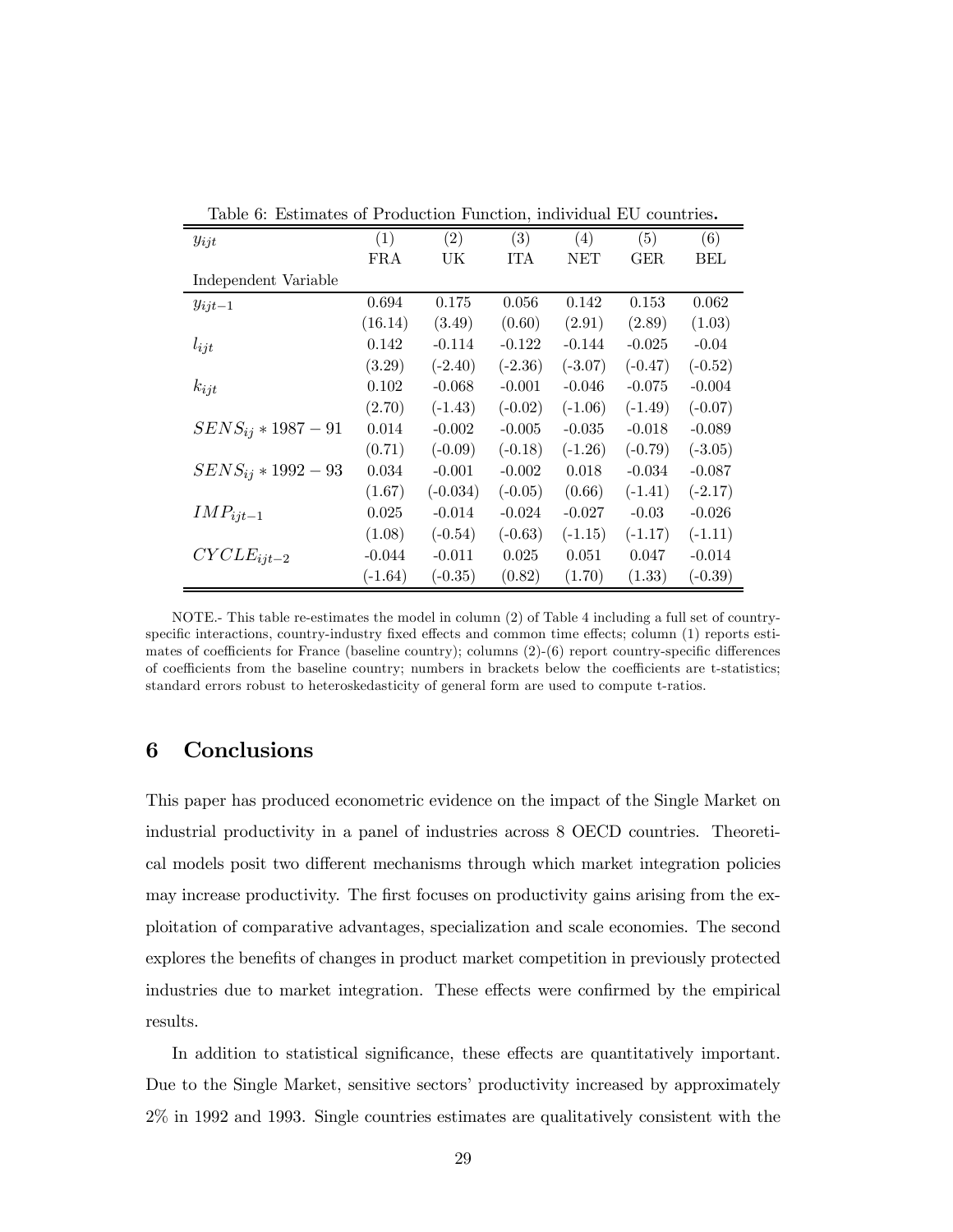Table 6: Estimates of Production Function, individual EU countries.

| $y_{ijt}$ | (1) | (2) | (3) | (4) | (5) | (6) |
|---|---|---|---|---|---|---|
| | FRA | UK | ITA | NET | GER | BEL |
| Independent Variable | | | | | | |
| $y_{ijt-1}$ | 0.694 | 0.175 | 0.056 | 0.142 | 0.153 | 0.062 |
| | (16.14) | (3.49) | (0.60) | (2.91) | (2.89) | (1.03) |
| $l_{ijt}$ | 0.142 | -0.114 | -0.122 | -0.144 | -0.025 | -0.04 |
| | (3.29) | (-2.40) | (-2.36) | (-3.07) | (-0.47) | (-0.52) |
| $k_{ijt}$ | 0.102 | -0.068 | -0.001 | -0.046 | -0.075 | -0.004 |
| | (2.70) | (-1.43) | (-0.02) | (-1.06) | (-1.49) | (-0.07) |
| $SENS_{ij} * 1987-91$ | 0.014 | -0.002 | -0.005 | -0.035 | -0.018 | -0.089 |
| | (0.71) | (-0.09) | (-0.18) | (-1.26) | (-0.79) | (-3.05) |
| $SENS_{ij} * 1992-93$ | 0.034 | -0.001 | -0.002 | 0.018 | -0.034 | -0.087 |
| | (1.67) | (-0.034) | (-0.05) | (0.66) | (-1.41) | (-2.17) |
| $IMP_{ijt-1}$ | 0.025 | -0.014 | -0.024 | -0.027 | -0.03 | -0.026 |
| | (1.08) | (-0.54) | (-0.63) | (-1.15) | (-1.17) | (-1.11) |
| $CYCLE_{ijt-2}$ | -0.044 | -0.011 | 0.025 | 0.051 | 0.047 | -0.014 |
| | (-1.64) | (-0.35) | (0.82) | (1.70) | (1.33) | (-0.39) |

NOTE.- This table re-estimates the model in column (2) of Table 4 including a full set of country-specific interactions, country-industry fixed effects and common time effects; column (1) reports estimates of coefficients for France (baseline country); columns (2)-(6) report country-specific differences of coefficients from the baseline country; numbers in brackets below the coefficients are t-statistics; standard errors robust to heteroskedasticity of general form are used to compute t-ratios.

## 6 Conclusions

This paper has produced econometric evidence on the impact of the Single Market on industrial productivity in a panel of industries across 8 OECD countries. Theoretical models posit two different mechanisms through which market integration policies may increase productivity. The first focuses on productivity gains arising from the exploitation of comparative advantages, specialization and scale economies. The second explores the benefits of changes in product market competition in previously protected industries due to market integration. These effects were confirmed by the empirical results.

In addition to statistical significance, these effects are quantitatively important. Due to the Single Market, sensitive sectors' productivity increased by approximately 2% in 1992 and 1993. Single countries estimates are qualitatively consistent with the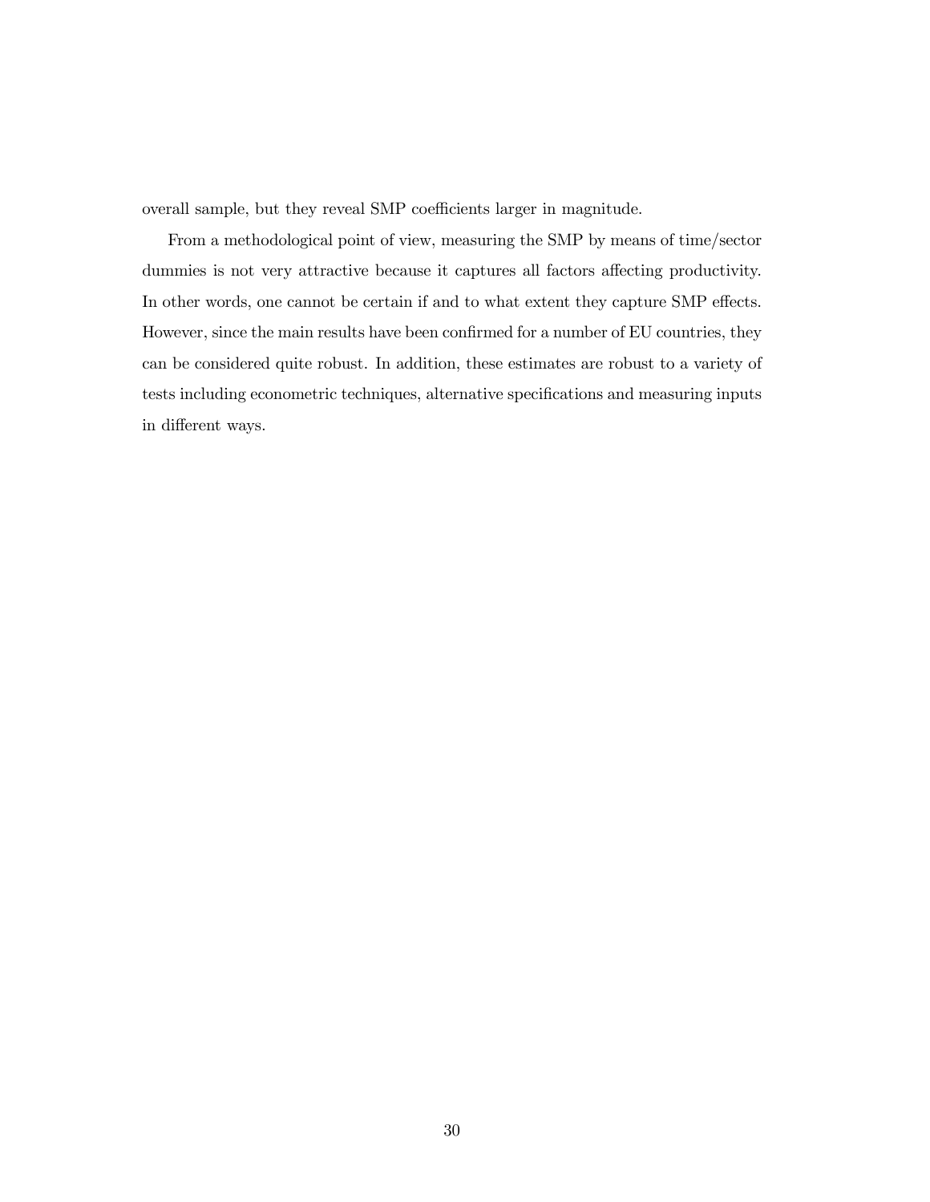overall sample, but they reveal SMP coefficients larger in magnitude.

From a methodological point of view, measuring the SMP by means of time/sector dummies is not very attractive because it captures all factors affecting productivity. In other words, one cannot be certain if and to what extent they capture SMP effects. However, since the main results have been confirmed for a number of EU countries, they can be considered quite robust. In addition, these estimates are robust to a variety of tests including econometric techniques, alternative specifications and measuring inputs in different ways.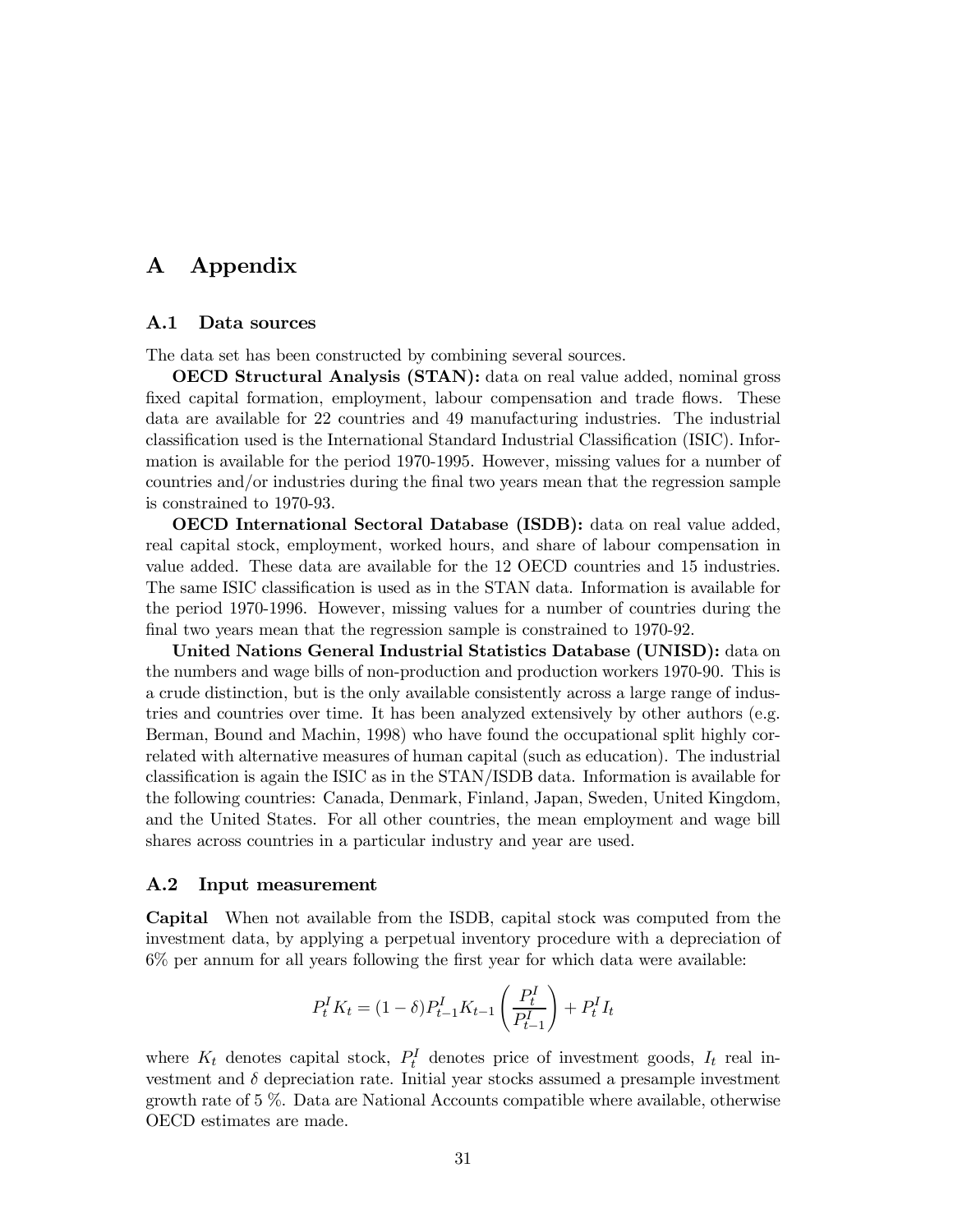# A Appendix

## A.1 Data sources

The data set has been constructed by combining several sources.

**OECD Structural Analysis (STAN):** data on real value added, nominal gross fixed capital formation, employment, labour compensation and trade flows. These data are available for 22 countries and 49 manufacturing industries. The industrial classification used is the International Standard Industrial Classification (ISIC). Information is available for the period 1970-1995. However, missing values for a number of countries and/or industries during the final two years mean that the regression sample is constrained to 1970-93.

**OECD International Sectoral Database (ISDB):** data on real value added, real capital stock, employment, worked hours, and share of labour compensation in value added. These data are available for the 12 OECD countries and 15 industries. The same ISIC classification is used as in the STAN data. Information is available for the period 1970-1996. However, missing values for a number of countries during the final two years mean that the regression sample is constrained to 1970-92.

**United Nations General Industrial Statistics Database (UNISD):** data on the numbers and wage bills of non-production and production workers 1970-90. This is a crude distinction, but is the only available consistently across a large range of industries and countries over time. It has been analyzed extensively by other authors (e.g. Berman, Bound and Machin, 1998) who have found the occupational split highly correlated with alternative measures of human capital (such as education). The industrial classification is again the ISIC as in the STAN/ISDB data. Information is available for the following countries: Canada, Denmark, Finland, Japan, Sweden, United Kingdom, and the United States. For all other countries, the mean employment and wage bill shares across countries in a particular industry and year are used.

## A.2 Input measurement

**Capital** When not available from the ISDB, capital stock was computed from the investment data, by applying a perpetual inventory procedure with a depreciation of 6% per annum for all years following the first year for which data were available:

$$P_t^I K_t = (1-\delta) P_{t-1}^I K_{t-1} \left( \frac{P_t^I}{P_{t-1}^I} \right) + P_t^I I_t$$

where $K_t$ denotes capital stock, $P_t^I$ denotes price of investment goods, $I_t$ real investment and $\delta$ depreciation rate. Initial year stocks assumed a presample investment growth rate of 5 %. Data are National Accounts compatible where available, otherwise OECD estimates are made.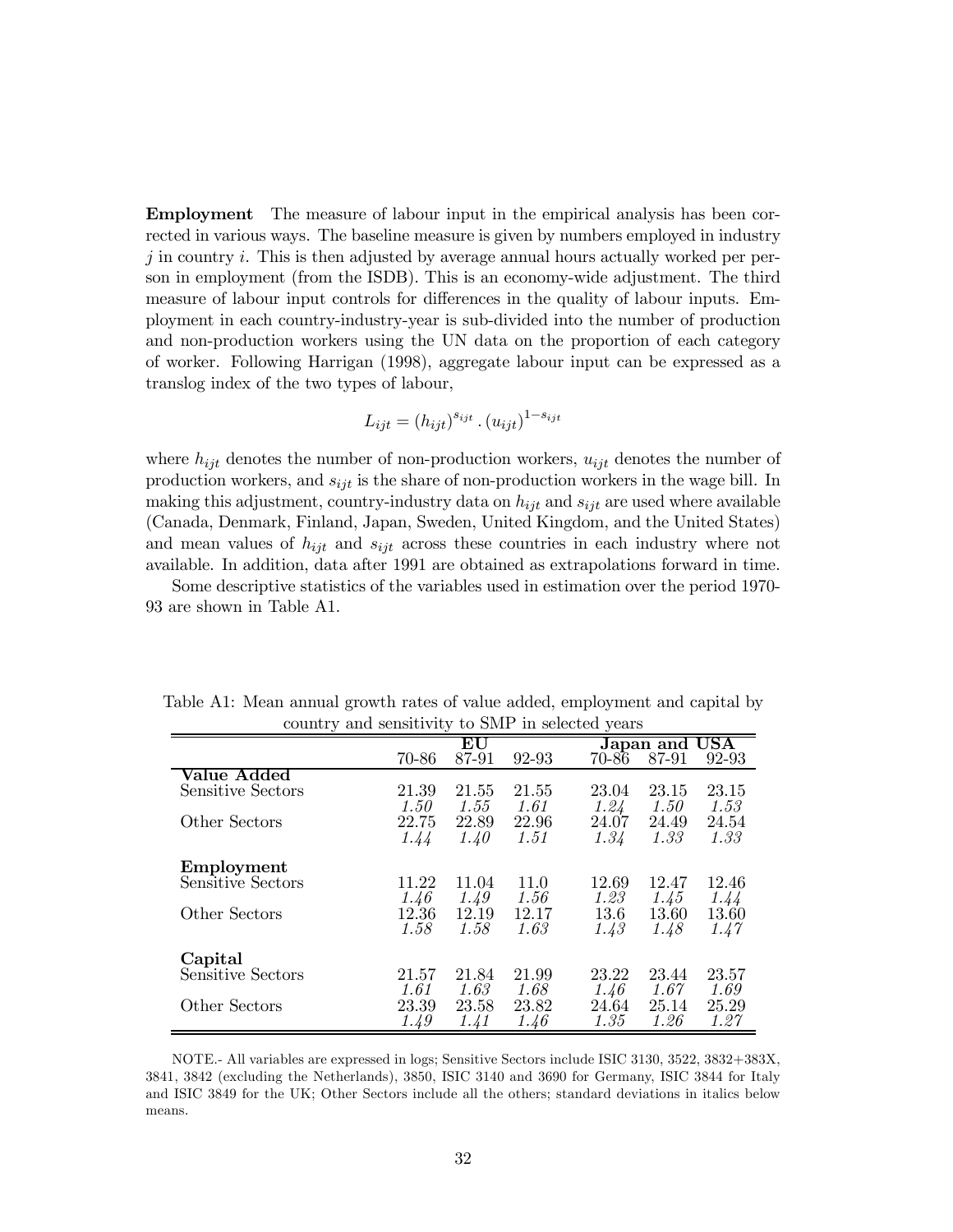**Employment** The measure of labour input in the empirical analysis has been corrected in various ways. The baseline measure is given by numbers employed in industry $j$ in country $i$. This is then adjusted by average annual hours actually worked per person in employment (from the ISDB). This is an economy-wide adjustment. The third measure of labour input controls for differences in the quality of labour inputs. Employment in each country-industry-year is sub-divided into the number of production and non-production workers using the UN data on the proportion of each category of worker. Following Harrigan (1998), aggregate labour input can be expressed as a translog index of the two types of labour,

$$L_{ijt} = (h_{ijt})^{s_{ijt}} . (u_{ijt})^{1-s_{ijt}}$$

where $h_{ijt}$ denotes the number of non-production workers, $u_{ijt}$ denotes the number of production workers, and $s_{ijt}$ is the share of non-production workers in the wage bill. In making this adjustment, country-industry data on $h_{ijt}$ and $s_{ijt}$ are used where available (Canada, Denmark, Finland, Japan, Sweden, United Kingdom, and the United States) and mean values of $h_{ijt}$ and $s_{ijt}$ across these countries in each industry where not available. In addition, data after 1991 are obtained as extrapolations forward in time.

Some descriptive statistics of the variables used in estimation over the period 1970-93 are shown in Table A1.

Table A1: Mean annual growth rates of value added, employment and capital by country and sensitivity to SMP in selected years

| | **EU** | | | **Japan and USA** | | |
|---|---|---|---|---|---|---|
| | 70-86 | 87-91 | 92-93 | 70-86 | 87-91 | 92-93 |
| **Value Added** | | | | | | |
| Sensitive Sectors | 21.39 | 21.55 | 21.55 | 23.04 | 23.15 | 23.15 |
| | *1.50* | *1.55* | *1.61* | *1.24* | *1.50* | *1.53* |
| Other Sectors | 22.75 | 22.89 | 22.96 | 24.07 | 24.49 | 24.54 |
| | *1.44* | *1.40* | *1.51* | *1.34* | *1.33* | *1.33* |
| **Employment** | | | | | | |
| Sensitive Sectors | 11.22 | 11.04 | 11.0 | 12.69 | 12.47 | 12.46 |
| | *1.46* | *1.49* | *1.56* | *1.23* | *1.45* | *1.44* |
| Other Sectors | 12.36 | 12.19 | 12.17 | 13.6 | 13.60 | 13.60 |
| | *1.58* | *1.58* | *1.63* | *1.43* | *1.48* | *1.47* |
| **Capital** | | | | | | |
| Sensitive Sectors | 21.57 | 21.84 | 21.99 | 23.22 | 23.44 | 23.57 |
| | *1.61* | *1.63* | *1.68* | *1.46* | *1.67* | *1.69* |
| Other Sectors | 23.39 | 23.58 | 23.82 | 24.64 | 25.14 | 25.29 |
| | *1.49* | *1.41* | *1.46* | *1.35* | *1.26* | *1.27* |

NOTE.- All variables are expressed in logs; Sensitive Sectors include ISIC 3130, 3522, 3832+383X, 3841, 3842 (excluding the Netherlands), 3850, ISIC 3140 and 3690 for Germany, ISIC 3844 for Italy and ISIC 3849 for the UK; Other Sectors include all the others; standard deviations in italics below means.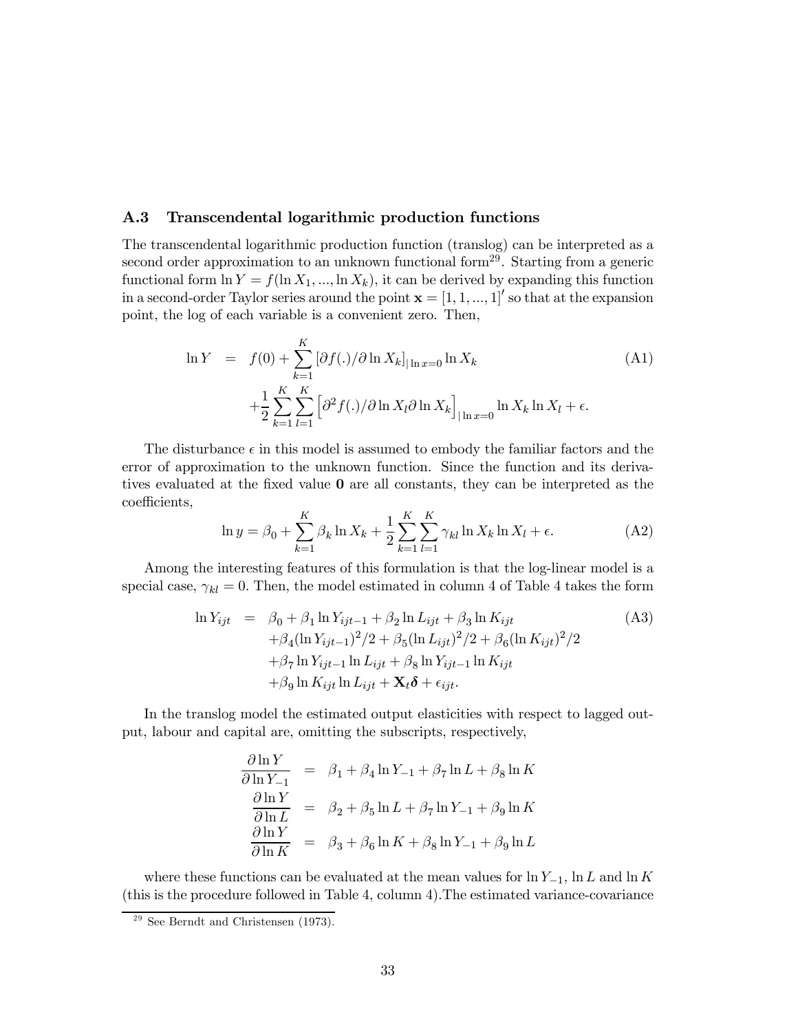### A.3 Transcendental logarithmic production functions

The transcendental logarithmic production function (translog) can be interpreted as a second order approximation to an unknown functional form[29]. Starting from a generic functional form $\ln Y = f(\ln X_1, ..., \ln X_k)$, it can be derived by expanding this function in a second-order Taylor series around the point $\mathbf{x} = [1, 1, ..., 1]'$ so that at the expansion point, the log of each variable is a convenient zero. Then,

$$\begin{aligned}
\ln Y &= f(0) + \sum_{k=1}^{K} \left[\partial f(.)/\partial \ln X_k\right]_{|\ln x=0} \ln X_k \\
&\quad + \frac{1}{2}\sum_{k=1}^{K}\sum_{l=1}^{K}\left[\partial^2 f(.)/\partial \ln X_l \partial \ln X_k\right]_{|\ln x=0} \ln X_k \ln X_l + \epsilon.
\end{aligned} \tag{A1}$$

The disturbance $\epsilon$ in this model is assumed to embody the familiar factors and the error of approximation to the unknown function. Since the function and its derivatives evaluated at the fixed value $\mathbf{0}$ are all constants, they can be interpreted as the coefficients,

$$\ln y = \beta_0 + \sum_{k=1}^{K} \beta_k \ln X_k + \frac{1}{2}\sum_{k=1}^{K}\sum_{l=1}^{K} \gamma_{kl} \ln X_k \ln X_l + \epsilon. \tag{A2}$$

Among the interesting features of this formulation is that the log-linear model is a special case, $\gamma_{kl} = 0$. Then, the model estimated in column 4 of Table 4 takes the form

$$\begin{aligned}
\ln Y_{ijt} &= \beta_0 + \beta_1 \ln Y_{ijt-1} + \beta_2 \ln L_{ijt} + \beta_3 \ln K_{ijt} \\
&\quad + \beta_4 (\ln Y_{ijt-1})^2/2 + \beta_5 (\ln L_{ijt})^2/2 + \beta_6 (\ln K_{ijt})^2/2 \\
&\quad + \beta_7 \ln Y_{ijt-1} \ln L_{ijt} + \beta_8 \ln Y_{ijt-1} \ln K_{ijt} \\
&\quad + \beta_9 \ln K_{ijt} \ln L_{ijt} + \mathbf{X}_t \boldsymbol{\delta} + \epsilon_{ijt}.
\end{aligned} \tag{A3}$$

In the translog model the estimated output elasticities with respect to lagged output, labour and capital are, omitting the subscripts, respectively,

$$\begin{aligned}
\frac{\partial \ln Y}{\partial \ln Y_{-1}} &= \beta_1 + \beta_4 \ln Y_{-1} + \beta_7 \ln L + \beta_8 \ln K \\
\frac{\partial \ln Y}{\partial \ln L} &= \beta_2 + \beta_5 \ln L + \beta_7 \ln Y_{-1} + \beta_9 \ln K \\
\frac{\partial \ln Y}{\partial \ln K} &= \beta_3 + \beta_6 \ln K + \beta_8 \ln Y_{-1} + \beta_9 \ln L
\end{aligned}$$

where these functions can be evaluated at the mean values for $\ln Y_{-1}$, $\ln L$ and $\ln K$ (this is the procedure followed in Table 4, column 4).The estimated variance-covariance

[29] See Berndt and Christensen (1973).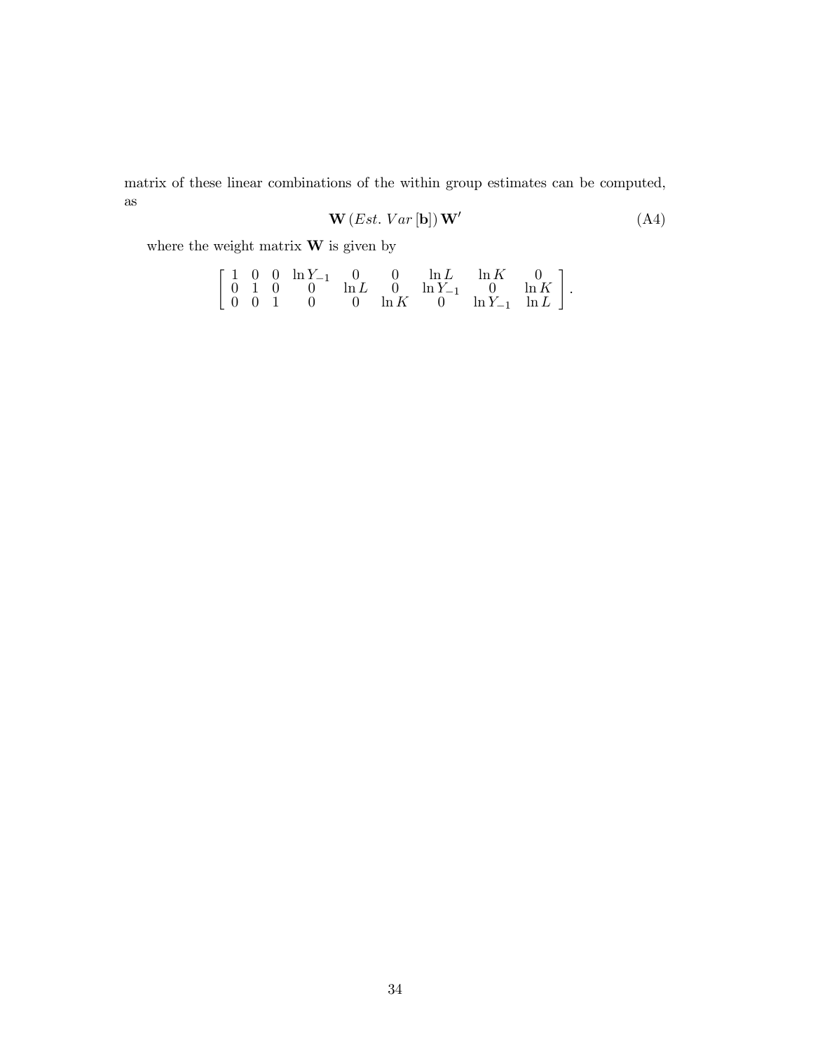matrix of these linear combinations of the within group estimates can be computed, as

$$\mathbf{W}\left(Est.\ Var\left[\mathbf{b}\right]\right)\mathbf{W}' \tag{A4}$$

where the weight matrix $\mathbf{W}$ is given by

$$\left[\begin{array}{ccccccccc} 1 & 0 & 0 & \ln Y_{-1} & 0 & 0 & \ln L & \ln K & 0 \\ 0 & 1 & 0 & 0 & \ln L & 0 & \ln Y_{-1} & 0 & \ln K \\ 0 & 0 & 1 & 0 & 0 & \ln K & 0 & \ln Y_{-1} & \ln L \end{array}\right].$$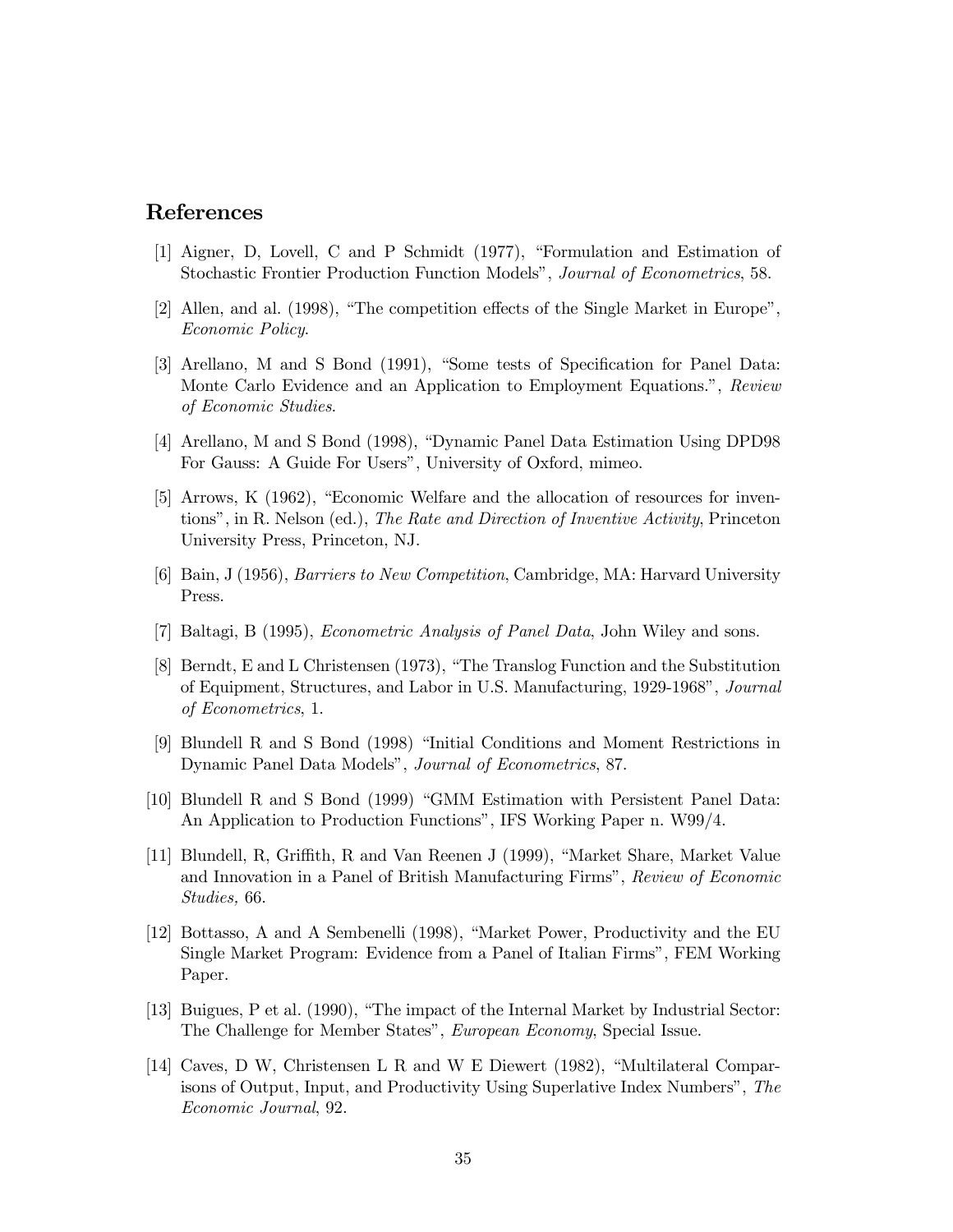## References

[1] Aigner, D, Lovell, C and P Schmidt (1977), "Formulation and Estimation of Stochastic Frontier Production Function Models", *Journal of Econometrics*, 58.

[2] Allen, and al. (1998), "The competition effects of the Single Market in Europe", *Economic Policy*.

[3] Arellano, M and S Bond (1991), "Some tests of Specification for Panel Data: Monte Carlo Evidence and an Application to Employment Equations.", *Review of Economic Studies*.

[4] Arellano, M and S Bond (1998), "Dynamic Panel Data Estimation Using DPD98 For Gauss: A Guide For Users", University of Oxford, mimeo.

[5] Arrows, K (1962), "Economic Welfare and the allocation of resources for inventions", in R. Nelson (ed.), *The Rate and Direction of Inventive Activity*, Princeton University Press, Princeton, NJ.

[6] Bain, J (1956), *Barriers to New Competition*, Cambridge, MA: Harvard University Press.

[7] Baltagi, B (1995), *Econometric Analysis of Panel Data*, John Wiley and sons.

[8] Berndt, E and L Christensen (1973), "The Translog Function and the Substitution of Equipment, Structures, and Labor in U.S. Manufacturing, 1929-1968", *Journal of Econometrics*, 1.

[9] Blundell R and S Bond (1998) "Initial Conditions and Moment Restrictions in Dynamic Panel Data Models", *Journal of Econometrics*, 87.

[10] Blundell R and S Bond (1999) "GMM Estimation with Persistent Panel Data: An Application to Production Functions", IFS Working Paper n. W99/4.

[11] Blundell, R, Griffith, R and Van Reenen J (1999), "Market Share, Market Value and Innovation in a Panel of British Manufacturing Firms", *Review of Economic Studies,* 66.

[12] Bottasso, A and A Sembenelli (1998), "Market Power, Productivity and the EU Single Market Program: Evidence from a Panel of Italian Firms", FEM Working Paper.

[13] Buigues, P et al. (1990), "The impact of the Internal Market by Industrial Sector: The Challenge for Member States", *European Economy*, Special Issue.

[14] Caves, D W, Christensen L R and W E Diewert (1982), "Multilateral Comparisons of Output, Input, and Productivity Using Superlative Index Numbers", *The Economic Journal*, 92.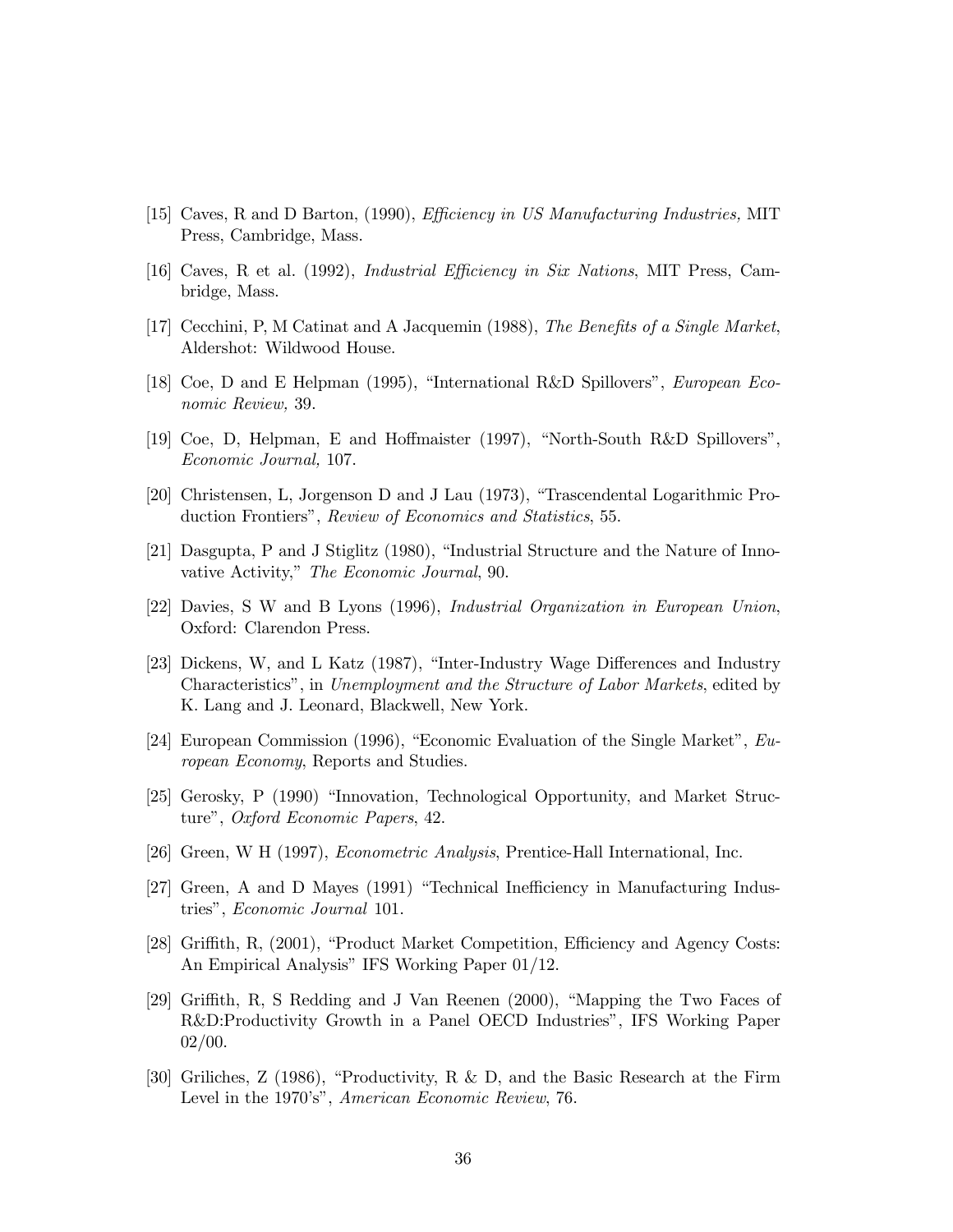[15] Caves, R and D Barton, (1990), *Efficiency in US Manufacturing Industries,* MIT Press, Cambridge, Mass.

[16] Caves, R et al. (1992), *Industrial Efficiency in Six Nations*, MIT Press, Cambridge, Mass.

[17] Cecchini, P, M Catinat and A Jacquemin (1988), *The Benefits of a Single Market*, Aldershot: Wildwood House.

[18] Coe, D and E Helpman (1995), "International R&D Spillovers", *European Economic Review,* 39.

[19] Coe, D, Helpman, E and Hoffmaister (1997), "North-South R&D Spillovers", *Economic Journal,* 107.

[20] Christensen, L, Jorgenson D and J Lau (1973), "Trascendental Logarithmic Production Frontiers", *Review of Economics and Statistics*, 55.

[21] Dasgupta, P and J Stiglitz (1980), "Industrial Structure and the Nature of Innovative Activity," *The Economic Journal*, 90.

[22] Davies, S W and B Lyons (1996), *Industrial Organization in European Union*, Oxford: Clarendon Press.

[23] Dickens, W, and L Katz (1987), "Inter-Industry Wage Differences and Industry Characteristics", in *Unemployment and the Structure of Labor Markets*, edited by K. Lang and J. Leonard, Blackwell, New York.

[24] European Commission (1996), "Economic Evaluation of the Single Market", *European Economy*, Reports and Studies.

[25] Gerosky, P (1990) "Innovation, Technological Opportunity, and Market Structure", *Oxford Economic Papers*, 42.

[26] Green, W H (1997), *Econometric Analysis*, Prentice-Hall International, Inc.

[27] Green, A and D Mayes (1991) "Technical Inefficiency in Manufacturing Industries", *Economic Journal* 101.

[28] Griffith, R, (2001), "Product Market Competition, Efficiency and Agency Costs: An Empirical Analysis" IFS Working Paper 01/12.

[29] Griffith, R, S Redding and J Van Reenen (2000), "Mapping the Two Faces of R&D:Productivity Growth in a Panel OECD Industries", IFS Working Paper 02/00.

[30] Griliches, Z (1986), "Productivity, R & D, and the Basic Research at the Firm Level in the 1970's", *American Economic Review*, 76.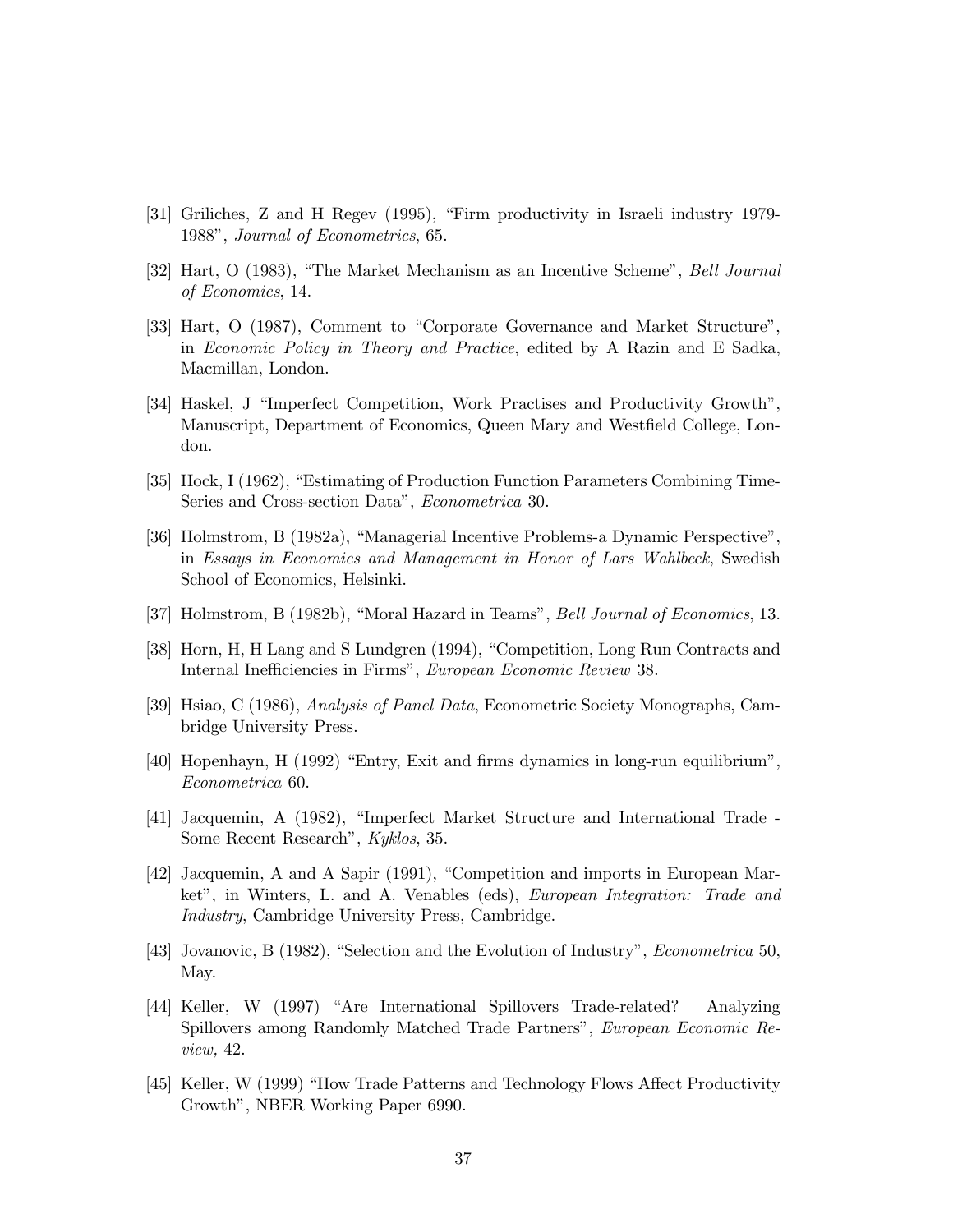[31] Griliches, Z and H Regev (1995), "Firm productivity in Israeli industry 1979-1988", *Journal of Econometrics*, 65.

[32] Hart, O (1983), "The Market Mechanism as an Incentive Scheme", *Bell Journal of Economics*, 14.

[33] Hart, O (1987), Comment to "Corporate Governance and Market Structure", in *Economic Policy in Theory and Practice*, edited by A Razin and E Sadka, Macmillan, London.

[34] Haskel, J "Imperfect Competition, Work Practises and Productivity Growth", Manuscript, Department of Economics, Queen Mary and Westfield College, London.

[35] Hock, I (1962), "Estimating of Production Function Parameters Combining Time-Series and Cross-section Data", *Econometrica* 30.

[36] Holmstrom, B (1982a), "Managerial Incentive Problems-a Dynamic Perspective", in *Essays in Economics and Management in Honor of Lars Wahlbeck*, Swedish School of Economics, Helsinki.

[37] Holmstrom, B (1982b), "Moral Hazard in Teams", *Bell Journal of Economics*, 13.

[38] Horn, H, H Lang and S Lundgren (1994), "Competition, Long Run Contracts and Internal Inefficiencies in Firms", *European Economic Review* 38.

[39] Hsiao, C (1986), *Analysis of Panel Data*, Econometric Society Monographs, Cambridge University Press.

[40] Hopenhayn, H (1992) "Entry, Exit and firms dynamics in long-run equilibrium", *Econometrica* 60.

[41] Jacquemin, A (1982), "Imperfect Market Structure and International Trade - Some Recent Research", *Kyklos*, 35.

[42] Jacquemin, A and A Sapir (1991), "Competition and imports in European Market", in Winters, L. and A. Venables (eds), *European Integration: Trade and Industry*, Cambridge University Press, Cambridge.

[43] Jovanovic, B (1982), "Selection and the Evolution of Industry", *Econometrica* 50, May.

[44] Keller, W (1997) "Are International Spillovers Trade-related? Analyzing Spillovers among Randomly Matched Trade Partners", *European Economic Review,* 42.

[45] Keller, W (1999) "How Trade Patterns and Technology Flows Affect Productivity Growth", NBER Working Paper 6990.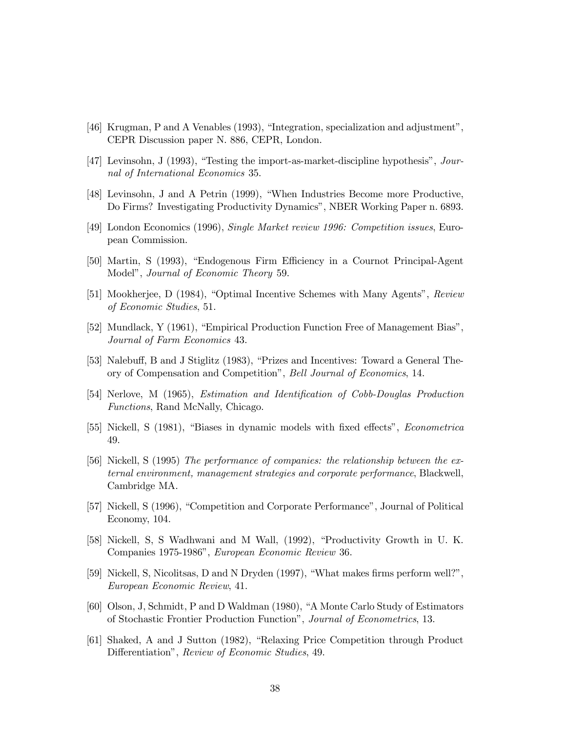[46] Krugman, P and A Venables (1993), "Integration, specialization and adjustment", CEPR Discussion paper N. 886, CEPR, London.

[47] Levinsohn, J (1993), "Testing the import-as-market-discipline hypothesis", *Journal of International Economics* 35.

[48] Levinsohn, J and A Petrin (1999), "When Industries Become more Productive, Do Firms? Investigating Productivity Dynamics", NBER Working Paper n. 6893.

[49] London Economics (1996), *Single Market review 1996: Competition issues*, European Commission.

[50] Martin, S (1993), "Endogenous Firm Efficiency in a Cournot Principal-Agent Model", *Journal of Economic Theory* 59.

[51] Mookherjee, D (1984), "Optimal Incentive Schemes with Many Agents", *Review of Economic Studies*, 51.

[52] Mundlack, Y (1961), "Empirical Production Function Free of Management Bias", *Journal of Farm Economics* 43.

[53] Nalebuff, B and J Stiglitz (1983), "Prizes and Incentives: Toward a General Theory of Compensation and Competition", *Bell Journal of Economics*, 14.

[54] Nerlove, M (1965), *Estimation and Identification of Cobb-Douglas Production Functions*, Rand McNally, Chicago.

[55] Nickell, S (1981), "Biases in dynamic models with fixed effects", *Econometrica* 49.

[56] Nickell, S (1995) *The performance of companies: the relationship between the external environment, management strategies and corporate performance*, Blackwell, Cambridge MA.

[57] Nickell, S (1996), "Competition and Corporate Performance", Journal of Political Economy, 104.

[58] Nickell, S, S Wadhwani and M Wall, (1992), "Productivity Growth in U. K. Companies 1975-1986", *European Economic Review* 36.

[59] Nickell, S, Nicolitsas, D and N Dryden (1997), "What makes firms perform well?", *European Economic Review*, 41.

[60] Olson, J, Schmidt, P and D Waldman (1980), "A Monte Carlo Study of Estimators of Stochastic Frontier Production Function", *Journal of Econometrics*, 13.

[61] Shaked, A and J Sutton (1982), "Relaxing Price Competition through Product Differentiation", *Review of Economic Studies*, 49.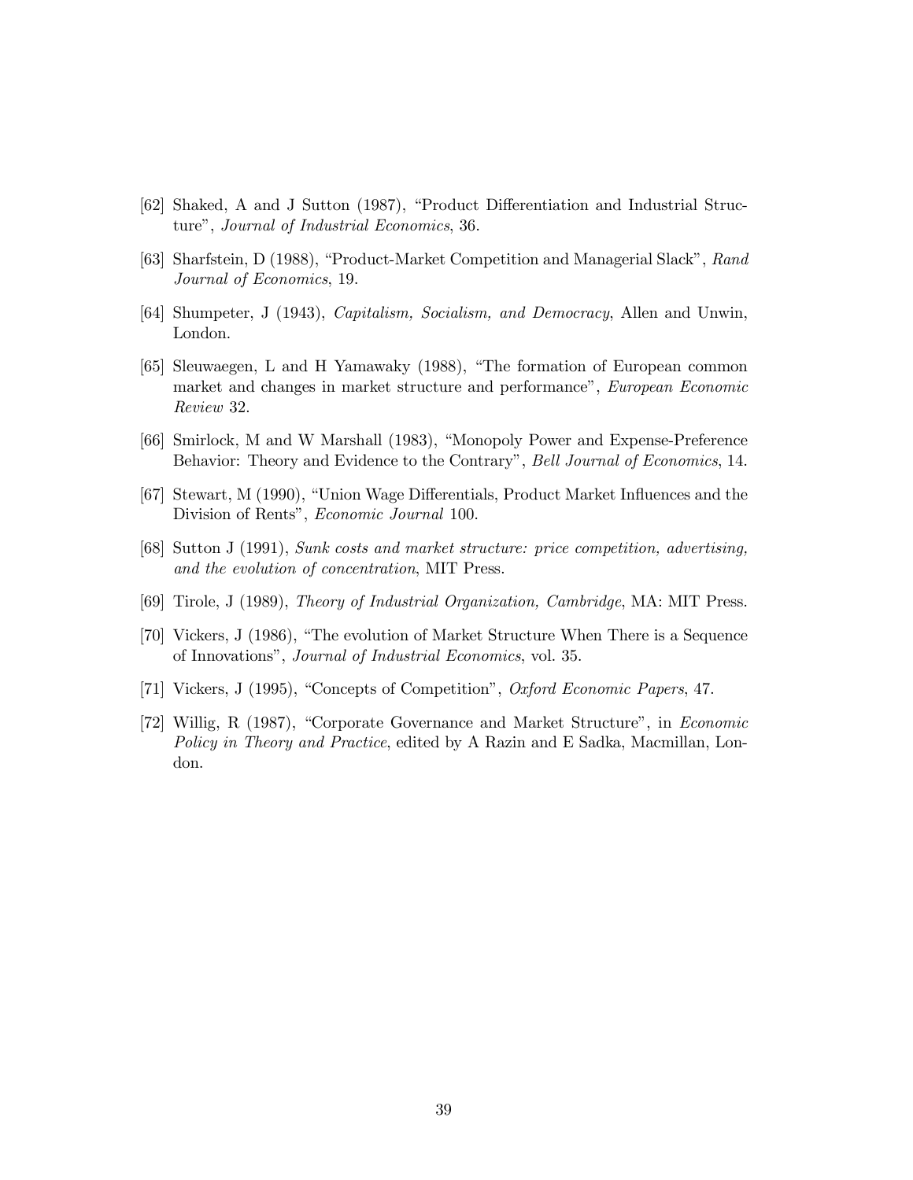[62] Shaked, A and J Sutton (1987), "Product Differentiation and Industrial Structure", *Journal of Industrial Economics*, 36.

[63] Sharfstein, D (1988), "Product-Market Competition and Managerial Slack", *Rand Journal of Economics*, 19.

[64] Shumpeter, J (1943), *Capitalism, Socialism, and Democracy*, Allen and Unwin, London.

[65] Sleuwaegen, L and H Yamawaky (1988), "The formation of European common market and changes in market structure and performance", *European Economic Review* 32.

[66] Smirlock, M and W Marshall (1983), "Monopoly Power and Expense-Preference Behavior: Theory and Evidence to the Contrary", *Bell Journal of Economics*, 14.

[67] Stewart, M (1990), "Union Wage Differentials, Product Market Influences and the Division of Rents", *Economic Journal* 100.

[68] Sutton J (1991), *Sunk costs and market structure: price competition, advertising, and the evolution of concentration*, MIT Press.

[69] Tirole, J (1989), *Theory of Industrial Organization, Cambridge*, MA: MIT Press.

[70] Vickers, J (1986), "The evolution of Market Structure When There is a Sequence of Innovations", *Journal of Industrial Economics*, vol. 35.

[71] Vickers, J (1995), "Concepts of Competition", *Oxford Economic Papers*, 47.

[72] Willig, R (1987), "Corporate Governance and Market Structure", in *Economic Policy in Theory and Practice*, edited by A Razin and E Sadka, Macmillan, London.